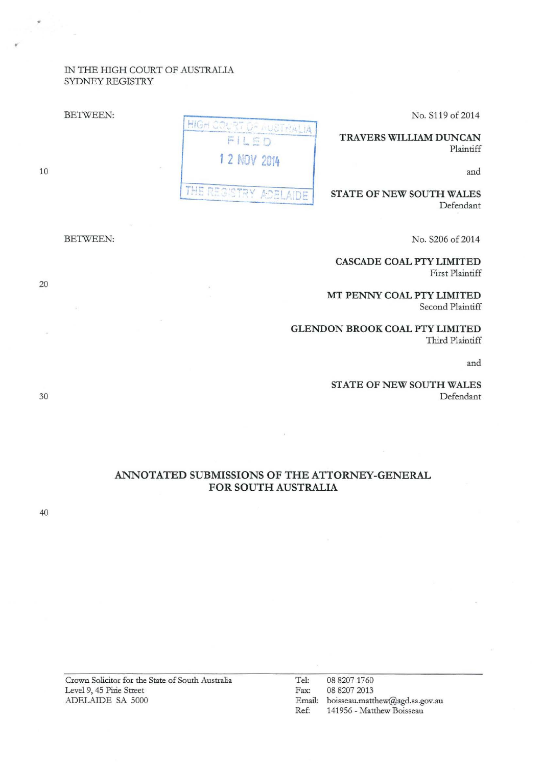IN THE HIGH COURT OF AUSTRALIA
SYDNEY REGISTRY

BETWEEN:

HIGH COURT OF AUSTRALIA
FILED
12 NOV 2014
THE REGISTRY ADELAIDE

No. S119 of 2014

**TRAVERS WILLIAM DUNCAN**
Plaintiff

and

**STATE OF NEW SOUTH WALES**
Defendant

BETWEEN:

No. S206 of 2014

**CASCADE COAL PTY LIMITED**
First Plaintiff

**MT PENNY COAL PTY LIMITED**
Second Plaintiff

**GLENDON BROOK COAL PTY LIMITED**
Third Plaintiff

and

**STATE OF NEW SOUTH WALES**
Defendant

## ANNOTATED SUBMISSIONS OF THE ATTORNEY-GENERAL FOR SOUTH AUSTRALIA

Crown Solicitor for the State of South Australia
Level 9, 45 Pirie Street
ADELAIDE SA 5000

Tel: 08 8207 1760
Fax: 08 8207 2013
Email: boisseau.matthew@agd.sa.gov.au
Ref: 141956 - Matthew Boisseau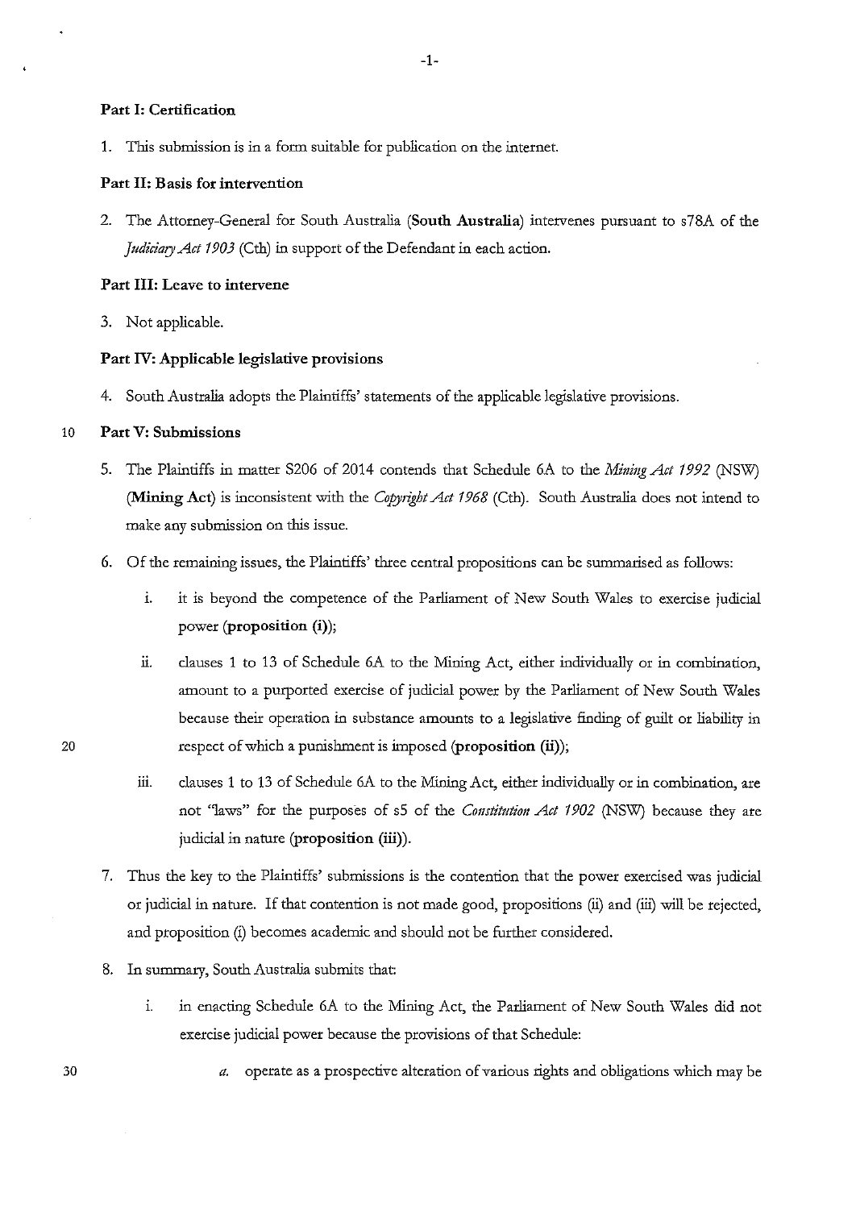## Part I: Certification

1. This submission is in a form suitable for publication on the internet.

## Part II: Basis for intervention

2. The Attorney-General for South Australia (**South Australia**) intervenes pursuant to s78A of the *Judiciary Act 1903* (Cth) in support of the Defendant in each action.

## Part III: Leave to intervene

3. Not applicable.

## Part IV: Applicable legislative provisions

4. South Australia adopts the Plaintiffs' statements of the applicable legislative provisions.

## Part V: Submissions

5. The Plaintiffs in matter S206 of 2014 contends that Schedule 6A to the *Mining Act 1992* (NSW) (**Mining Act**) is inconsistent with the *Copyright Act 1968* (Cth). South Australia does not intend to make any submission on this issue.

6. Of the remaining issues, the Plaintiffs' three central propositions can be summarised as follows:

   i. it is beyond the competence of the Parliament of New South Wales to exercise judicial power (**proposition (i)**);

   ii. clauses 1 to 13 of Schedule 6A to the Mining Act, either individually or in combination, amount to a purported exercise of judicial power by the Parliament of New South Wales because their operation in substance amounts to a legislative finding of guilt or liability in respect of which a punishment is imposed (**proposition (ii)**);

   iii. clauses 1 to 13 of Schedule 6A to the Mining Act, either individually or in combination, are not "laws" for the purposes of s5 of the *Constitution Act 1902* (NSW) because they are judicial in nature (**proposition (iii)**).

7. Thus the key to the Plaintiffs' submissions is the contention that the power exercised was judicial or judicial in nature. If that contention is not made good, propositions (ii) and (iii) will be rejected, and proposition (i) becomes academic and should not be further considered.

8. In summary, South Australia submits that:

   i. in enacting Schedule 6A to the Mining Act, the Parliament of New South Wales did not exercise judicial power because the provisions of that Schedule:

      *a.* operate as a prospective alteration of various rights and obligations which may be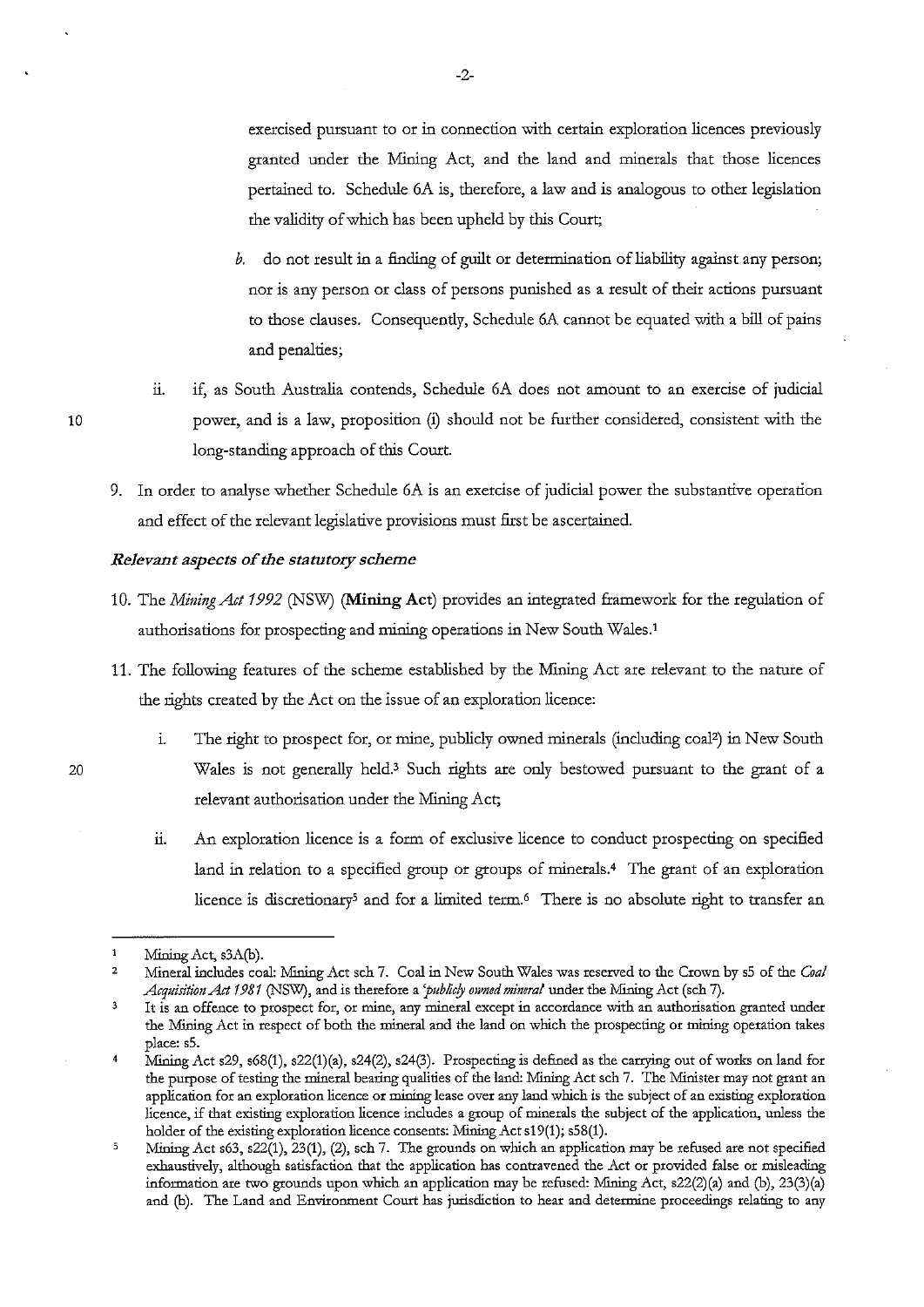exercised pursuant to or in connection with certain exploration licences previously granted under the Mining Act, and the land and minerals that those licences pertained to. Schedule 6A is, therefore, a law and is analogous to other legislation the validity of which has been upheld by this Court;

*b.* do not result in a finding of guilt or determination of liability against any person; nor is any person or class of persons punished as a result of their actions pursuant to those clauses. Consequently, Schedule 6A cannot be equated with a bill of pains and penalties;

ii. if, as South Australia contends, Schedule 6A does not amount to an exercise of judicial power, and is a law, proposition (i) should not be further considered, consistent with the long-standing approach of this Court.

9. In order to analyse whether Schedule 6A is an exercise of judicial power the substantive operation and effect of the relevant legislative provisions must first be ascertained.

***Relevant aspects of the statutory scheme***

10. The *Mining Act 1992* (NSW) (**Mining Act**) provides an integrated framework for the regulation of authorisations for prospecting and mining operations in New South Wales.[1]

11. The following features of the scheme established by the Mining Act are relevant to the nature of the rights created by the Act on the issue of an exploration licence:

    i. The right to prospect for, or mine, publicly owned minerals (including coal[2]) in New South Wales is not generally held.[3] Such rights are only bestowed pursuant to the grant of a relevant authorisation under the Mining Act;

    ii. An exploration licence is a form of exclusive licence to conduct prospecting on specified land in relation to a specified group or groups of minerals.[4] The grant of an exploration licence is discretionary[5] and for a limited term.[6] There is no absolute right to transfer an

---

[1] Mining Act, s3A(b).

[2] Mineral includes coal: Mining Act sch 7. Coal in New South Wales was reserved to the Crown by s5 of the *Coal Acquisition Act 1981* (NSW), and is therefore a *'publicly owned mineral'* under the Mining Act (sch 7).

[3] It is an offence to prospect for, or mine, any mineral except in accordance with an authorisation granted under the Mining Act in respect of both the mineral and the land on which the prospecting or mining operation takes place: s5.

[4] Mining Act s29, s68(1), s22(1)(a), s24(2), s24(3). Prospecting is defined as the carrying out of works on land for the purpose of testing the mineral bearing qualities of the land: Mining Act sch 7. The Minister may not grant an application for an exploration licence or mining lease over any land which is the subject of an existing exploration licence, if that existing exploration licence includes a group of minerals the subject of the application, unless the holder of the existing exploration licence consents: Mining Act s19(1); s58(1).

[5] Mining Act s63, s22(1), 23(1), (2), sch 7. The grounds on which an application may be refused are not specified exhaustively, although satisfaction that the application has contravened the Act or provided false or misleading information are two grounds upon which an application may be refused: Mining Act, s22(2)(a) and (b), 23(3)(a) and (b). The Land and Environment Court has jurisdiction to hear and determine proceedings relating to any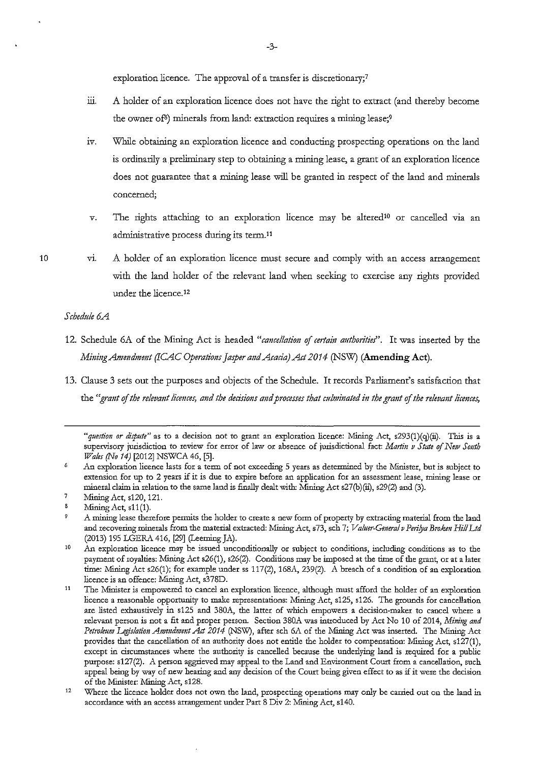exploration licence. The approval of a transfer is discretionary;[7]

iii. A holder of an exploration licence does not have the right to extract (and thereby become the owner of[8]) minerals from land: extraction requires a mining lease;[9]

iv. While obtaining an exploration licence and conducting prospecting operations on the land is ordinarily a preliminary step to obtaining a mining lease, a grant of an exploration licence does not guarantee that a mining lease will be granted in respect of the land and minerals concerned;

v. The rights attaching to an exploration licence may be altered[10] or cancelled via an administrative process during its term.[11]

vi. A holder of an exploration licence must secure and comply with an access arrangement with the land holder of the relevant land when seeking to exercise any rights provided under the licence.[12]

*Schedule 6A*

12. Schedule 6A of the Mining Act is headed *"cancellation of certain authorities"*. It was inserted by the *Mining Amendment (ICAC Operations Jasper and Acacia) Act 2014* (NSW) (**Amending Act**).

13. Clause 3 sets out the purposes and objects of the Schedule. It records Parliament's satisfaction that the *"grant of the relevant licences, and the decisions and processes that culminated in the grant of the relevant licences,*

---

*"question or dispute"* as to a decision not to grant an exploration licence: Mining Act, s293(1)(q)(ii). This is a supervisory jurisdiction to review for error of law or absence of jurisdictional fact: *Martin v State of New South Wales (No 14)* [2012] NSWCA 46, [5].

6 An exploration licence lasts for a term of not exceeding 5 years as determined by the Minister, but is subject to extension for up to 2 years if it is due to expire before an application for an assessment lease, mining lease or mineral claim in relation to the same land is finally dealt with: Mining Act s27(b)(ii), s29(2) and (3).

7 Mining Act, s120, 121.

8 Mining Act, s11(1).

9 A mining lease therefore permits the holder to create a new form of property by extracting material from the land and recovering minerals from the material extracted: Mining Act, s73, sch 7; *Valuer-General v Perilya Broken Hill Ltd* (2013) 195 LGERA 416, [29] (Leeming JA).

10 An exploration licence may be issued unconditionally or subject to conditions, including conditions as to the payment of royalties: Mining Act s26(1), s26(2). Conditions may be imposed at the time of the grant, or at a later time: Mining Act s26(1); for example under ss 117(2), 168A, 239(2). A breach of a condition of an exploration licence is an offence: Mining Act, s378D.

11 The Minister is empowered to cancel an exploration licence, although must afford the holder of an exploration licence a reasonable opportunity to make representations: Mining Act, s125, s126. The grounds for cancellation are listed exhaustively in s125 and 380A, the latter of which empowers a decision-maker to cancel where a relevant person is not a fit and proper person. Section 380A was introduced by Act No 10 of 2014, *Mining and Petroleum Legislation Amendment Act 2014* (NSW), after sch 6A of the Mining Act was inserted. The Mining Act provides that the cancellation of an authority does not entitle the holder to compensation: Mining Act, s127(1), except in circumstances where the authority is cancelled because the underlying land is required for a public purpose: s127(2). A person aggrieved may appeal to the Land and Environment Court from a cancellation, such appeal being by way of new hearing and any decision of the Court being given effect to as if it were the decision of the Minister: Mining Act, s128.

12 Where the licence holder does not own the land, prospecting operations may only be carried out on the land in accordance with an access arrangement under Part 8 Div 2: Mining Act, s140.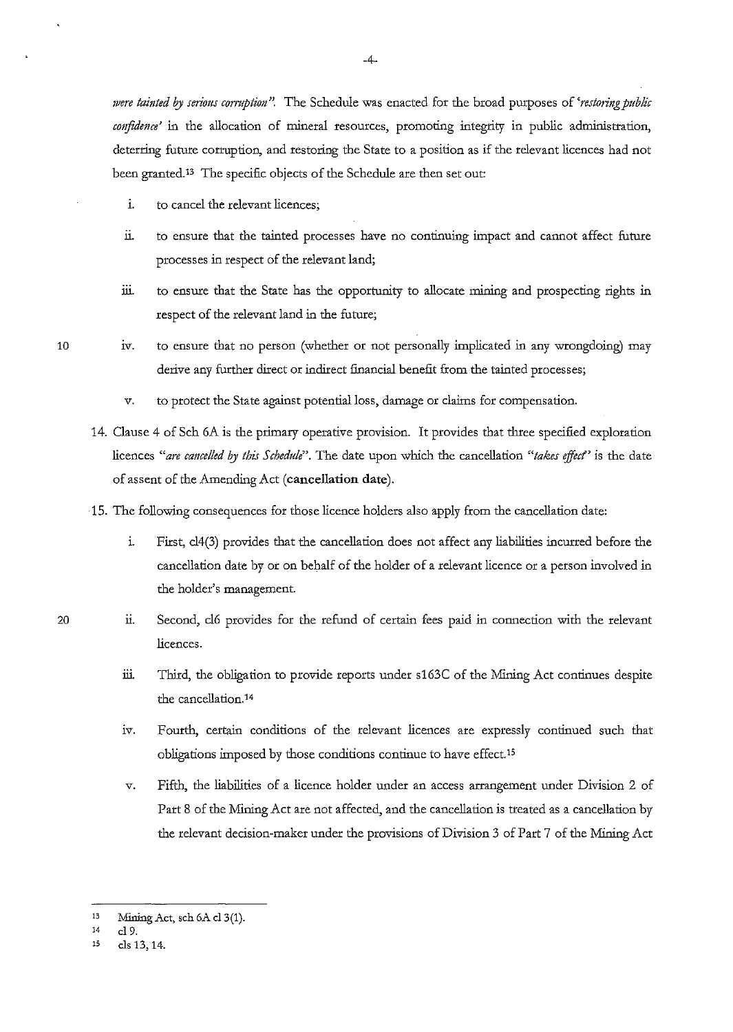*were tainted by serious corruption"*. The Schedule was enacted for the broad purposes of *'restoring public confidence'* in the allocation of mineral resources, promoting integrity in public administration, deterring future corruption, and restoring the State to a position as if the relevant licences had not been granted.[13] The specific objects of the Schedule are then set out:

i. to cancel the relevant licences;

ii. to ensure that the tainted processes have no continuing impact and cannot affect future processes in respect of the relevant land;

iii. to ensure that the State has the opportunity to allocate mining and prospecting rights in respect of the relevant land in the future;

iv. to ensure that no person (whether or not personally implicated in any wrongdoing) may derive any further direct or indirect financial benefit from the tainted processes;

v. to protect the State against potential loss, damage or claims for compensation.

14. Clause 4 of Sch 6A is the primary operative provision. It provides that three specified exploration licences *"are cancelled by this Schedule"*. The date upon which the cancellation *"takes effect"* is the date of assent of the Amending Act (**cancellation date**).

15. The following consequences for those licence holders also apply from the cancellation date:

i. First, cl4(3) provides that the cancellation does not affect any liabilities incurred before the cancellation date by or on behalf of the holder of a relevant licence or a person involved in the holder's management.

ii. Second, cl6 provides for the refund of certain fees paid in connection with the relevant licences.

iii. Third, the obligation to provide reports under s163C of the Mining Act continues despite the cancellation.[14]

iv. Fourth, certain conditions of the relevant licences are expressly continued such that obligations imposed by those conditions continue to have effect.[15]

v. Fifth, the liabilities of a licence holder under an access arrangement under Division 2 of Part 8 of the Mining Act are not affected, and the cancellation is treated as a cancellation by the relevant decision-maker under the provisions of Division 3 of Part 7 of the Mining Act

---

[13] Mining Act, sch 6A cl 3(1).

[14] cl 9.

[15] cls 13, 14.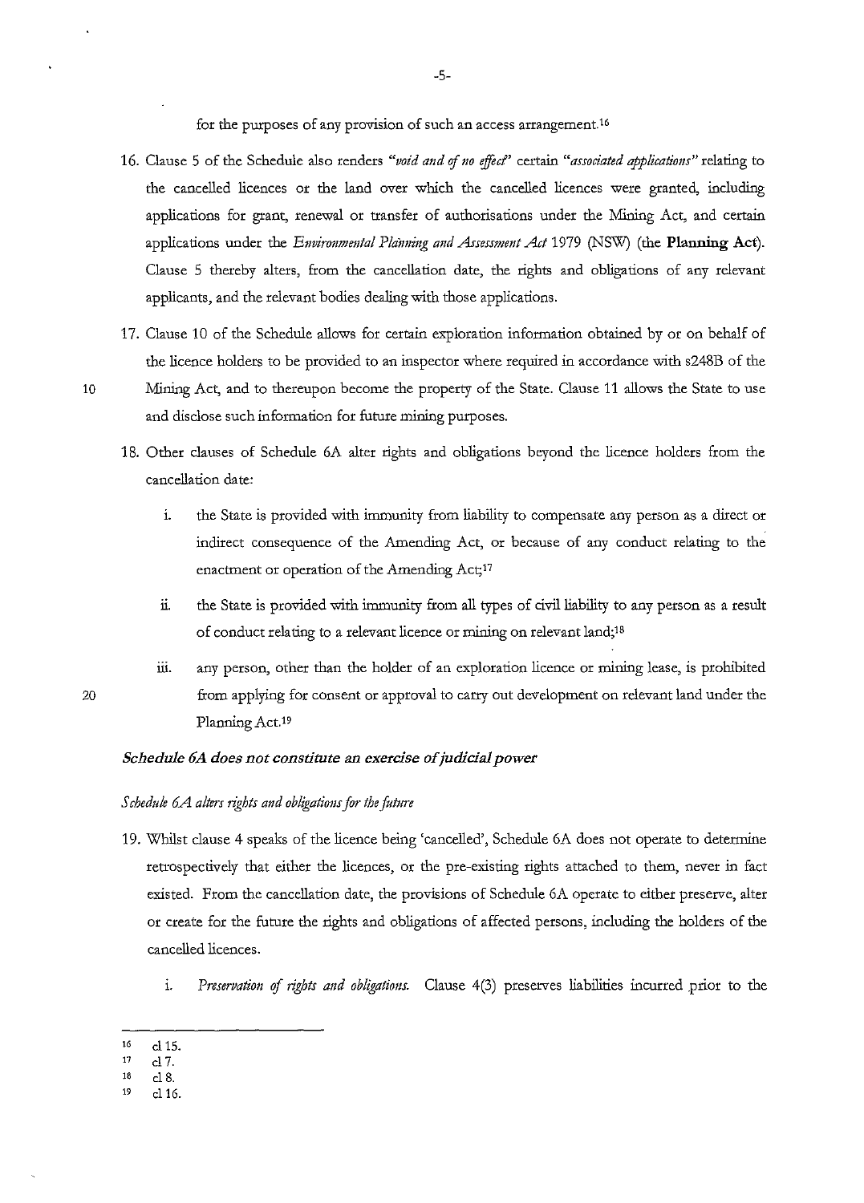for the purposes of any provision of such an access arrangement.[16]

16. Clause 5 of the Schedule also renders *"void and of no effect"* certain *"associated applications"* relating to the cancelled licences or the land over which the cancelled licences were granted, including applications for grant, renewal or transfer of authorisations under the Mining Act, and certain applications under the *Environmental Planning and Assessment Act* 1979 (NSW) (the **Planning Act**). Clause 5 thereby alters, from the cancellation date, the rights and obligations of any relevant applicants, and the relevant bodies dealing with those applications.

17. Clause 10 of the Schedule allows for certain exploration information obtained by or on behalf of the licence holders to be provided to an inspector where required in accordance with s248B of the Mining Act, and to thereupon become the property of the State. Clause 11 allows the State to use and disclose such information for future mining purposes.

18. Other clauses of Schedule 6A alter rights and obligations beyond the licence holders from the cancellation date:

    i. the State is provided with immunity from liability to compensate any person as a direct or indirect consequence of the Amending Act, or because of any conduct relating to the enactment or operation of the Amending Act;[17]

    ii. the State is provided with immunity from all types of civil liability to any person as a result of conduct relating to a relevant licence or mining on relevant land;[18]

    iii. any person, other than the holder of an exploration licence or mining lease, is prohibited from applying for consent or approval to carry out development on relevant land under the Planning Act.[19]

### *Schedule 6A does not constitute an exercise of judicial power*

#### *Schedule 6A alters rights and obligations for the future*

19. Whilst clause 4 speaks of the licence being 'cancelled', Schedule 6A does not operate to determine retrospectively that either the licences, or the pre-existing rights attached to them, never in fact existed. From the cancellation date, the provisions of Schedule 6A operate to either preserve, alter or create for the future the rights and obligations of affected persons, including the holders of the cancelled licences.

    i. *Preservation of rights and obligations.* Clause 4(3) preserves liabilities incurred prior to the

---

[16] cl 15.

[17] cl 7.

[18] cl 8.

[19] cl 16.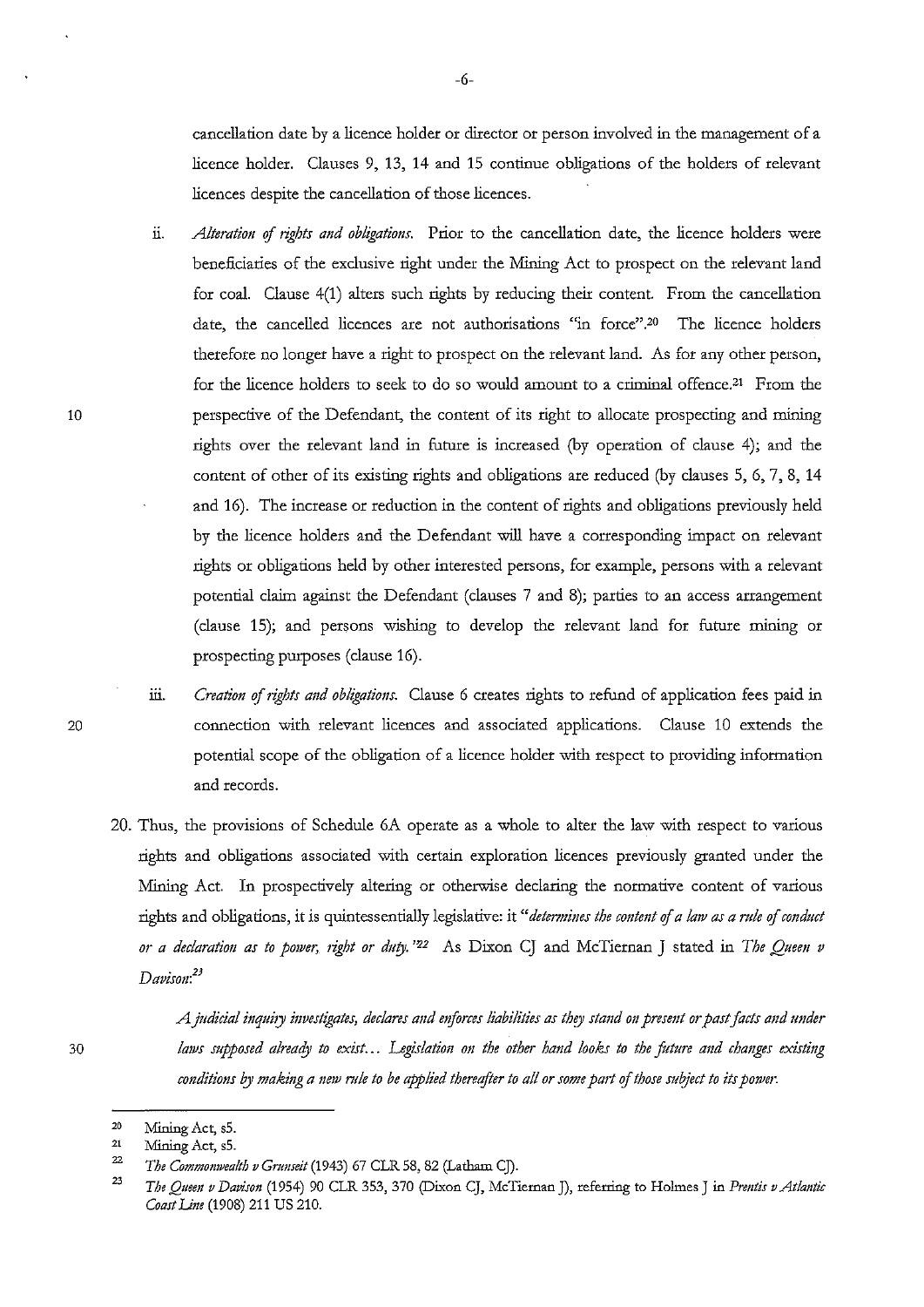cancellation date by a licence holder or director or person involved in the management of a licence holder. Clauses 9, 13, 14 and 15 continue obligations of the holders of relevant licences despite the cancellation of those licences.

ii. *Alteration of rights and obligations.* Prior to the cancellation date, the licence holders were beneficiaries of the exclusive right under the Mining Act to prospect on the relevant land for coal. Clause 4(1) alters such rights by reducing their content. From the cancellation date, the cancelled licences are not authorisations "in force".[20] The licence holders therefore no longer have a right to prospect on the relevant land. As for any other person, for the licence holders to seek to do so would amount to a criminal offence.[21] From the perspective of the Defendant, the content of its right to allocate prospecting and mining rights over the relevant land in future is increased (by operation of clause 4); and the content of other of its existing rights and obligations are reduced (by clauses 5, 6, 7, 8, 14 and 16). The increase or reduction in the content of rights and obligations previously held by the licence holders and the Defendant will have a corresponding impact on relevant rights or obligations held by other interested persons, for example, persons with a relevant potential claim against the Defendant (clauses 7 and 8); parties to an access arrangement (clause 15); and persons wishing to develop the relevant land for future mining or prospecting purposes (clause 16).

iii. *Creation of rights and obligations.* Clause 6 creates rights to refund of application fees paid in connection with relevant licences and associated applications. Clause 10 extends the potential scope of the obligation of a licence holder with respect to providing information and records.

20. Thus, the provisions of Schedule 6A operate as a whole to alter the law with respect to various rights and obligations associated with certain exploration licences previously granted under the Mining Act. In prospectively altering or otherwise declaring the normative content of various rights and obligations, it is quintessentially legislative: it "*determines the content of a law as a rule of conduct or a declaration as to power, right or duty.*"[22] As Dixon CJ and McTiernan J stated in *The Queen v Davison*:[23]

> *A judicial inquiry investigates, declares and enforces liabilities as they stand on present or past facts and under laws supposed already to exist... Legislation on the other hand looks to the future and changes existing conditions by making a new rule to be applied thereafter to all or some part of those subject to its power.*

---

[20] Mining Act, s5.

[21] Mining Act, s5.

[22] *The Commonwealth v Grunseit* (1943) 67 CLR 58, 82 (Latham CJ).

[23] *The Queen v Davison* (1954) 90 CLR 353, 370 (Dixon CJ, McTiernan J), referring to Holmes J in *Prentis v Atlantic Coast Line* (1908) 211 US 210.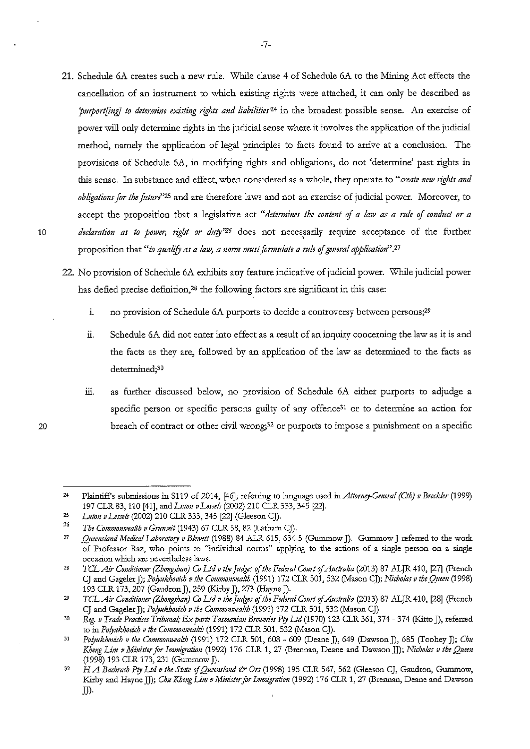21. Schedule 6A creates such a new rule. While clause 4 of Schedule 6A to the Mining Act effects the cancellation of an instrument to which existing rights were attached, it can only be described as *'purport[ing] to determine existing rights and liabilities'*[24] in the broadest possible sense. An exercise of power will only determine rights in the judicial sense where it involves the application of the judicial method, namely the application of legal principles to facts found to arrive at a conclusion. The provisions of Schedule 6A, in modifying rights and obligations, do not 'determine' past rights in this sense. In substance and effect, when considered as a whole, they operate to *"create new rights and obligations for the future"*[25] and are therefore laws and not an exercise of judicial power. Moreover, to accept the proposition that a legislative act *"determines the content of a law as a rule of conduct or a declaration as to power, right or duty"*[26] does not necessarily require acceptance of the further proposition that *"to qualify as a law, a norm must formulate a rule of general application"*.[27]

22. No provision of Schedule 6A exhibits any feature indicative of judicial power. While judicial power has defied precise definition,[28] the following factors are significant in this case:

    i. no provision of Schedule 6A purports to decide a controversy between persons;[29]

    ii. Schedule 6A did not enter into effect as a result of an inquiry concerning the law as it is and the facts as they are, followed by an application of the law as determined to the facts as determined;[30]

    iii. as further discussed below, no provision of Schedule 6A either purports to adjudge a specific person or specific persons guilty of any offence[31] or to determine an action for breach of contract or other civil wrong;[32] or purports to impose a punishment on a specific

---

[24] Plaintiff's submissions in S119 of 2014, [46]; referring to language used in *Attorney-General (Cth) v Breckler* (1999) 197 CLR 83, 110 [41], and *Luton v Lessels* (2002) 210 CLR 333, 345 [22].

[25] *Luton v Lessels* (2002) 210 CLR 333, 345 [22] (Gleeson CJ).

[26] *The Commonwealth v Grunseit* (1943) 67 CLR 58, 82 (Latham CJ).

[27] *Queensland Medical Laboratory v Blewett* (1988) 84 ALR 615, 634-5 (Gummow J). Gummow J referred to the work of Professor Raz, who points to "individual norms" applying to the actions of a single person on a single occasion which are nevertheless laws.

[28] *TCL Air Conditioner (Zhongshan) Co Ltd v the Judges of the Federal Court of Australia* (2013) 87 ALJR 410, [27] (French CJ and Gageler J); *Polyukhovich v the Commonwealth* (1991) 172 CLR 501, 532 (Mason CJ); *Nicholas v the Queen* (1998) 193 CLR 173, 207 (Gaudron J), 259 (Kirby J), 273 (Hayne J).

[29] *TCL Air Conditioner (Zhongshan) Co Ltd v the Judges of the Federal Court of Australia* (2013) 87 ALJR 410, [28] (French CJ and Gageler J); *Polyukhovich v the Commonwealth* (1991) 172 CLR 501, 532 (Mason CJ)

[30] *Reg. v Trade Practices Tribunal; Ex parte Tasmanian Breweries Pty Ltd* (1970) 123 CLR 361, 374 - 374 (Kitto J), referred to in *Polyukhovich v the Commonwealth* (1991) 172 CLR 501, 532 (Mason CJ).

[31] *Polyukhovich v the Commonwealth* (1991) 172 CLR 501, 608 - 609 (Deane J), 649 (Dawson J), 685 (Toohey J); *Chu Kheng Lim v Minister for Immigration* (1992) 176 CLR 1, 27 (Brennan, Deane and Dawson JJ); *Nicholas v the Queen* (1998) 193 CLR 173, 231 (Gummow J).

[32] *H A Bachrach Pty Ltd v the State of Queensland & Ors* (1998) 195 CLR 547, 562 (Gleeson CJ, Gaudron, Gummow, Kirby and Hayne JJ); *Chu Kheng Lim v Minister for Immigration* (1992) 176 CLR 1, 27 (Brennan, Deane and Dawson JJ).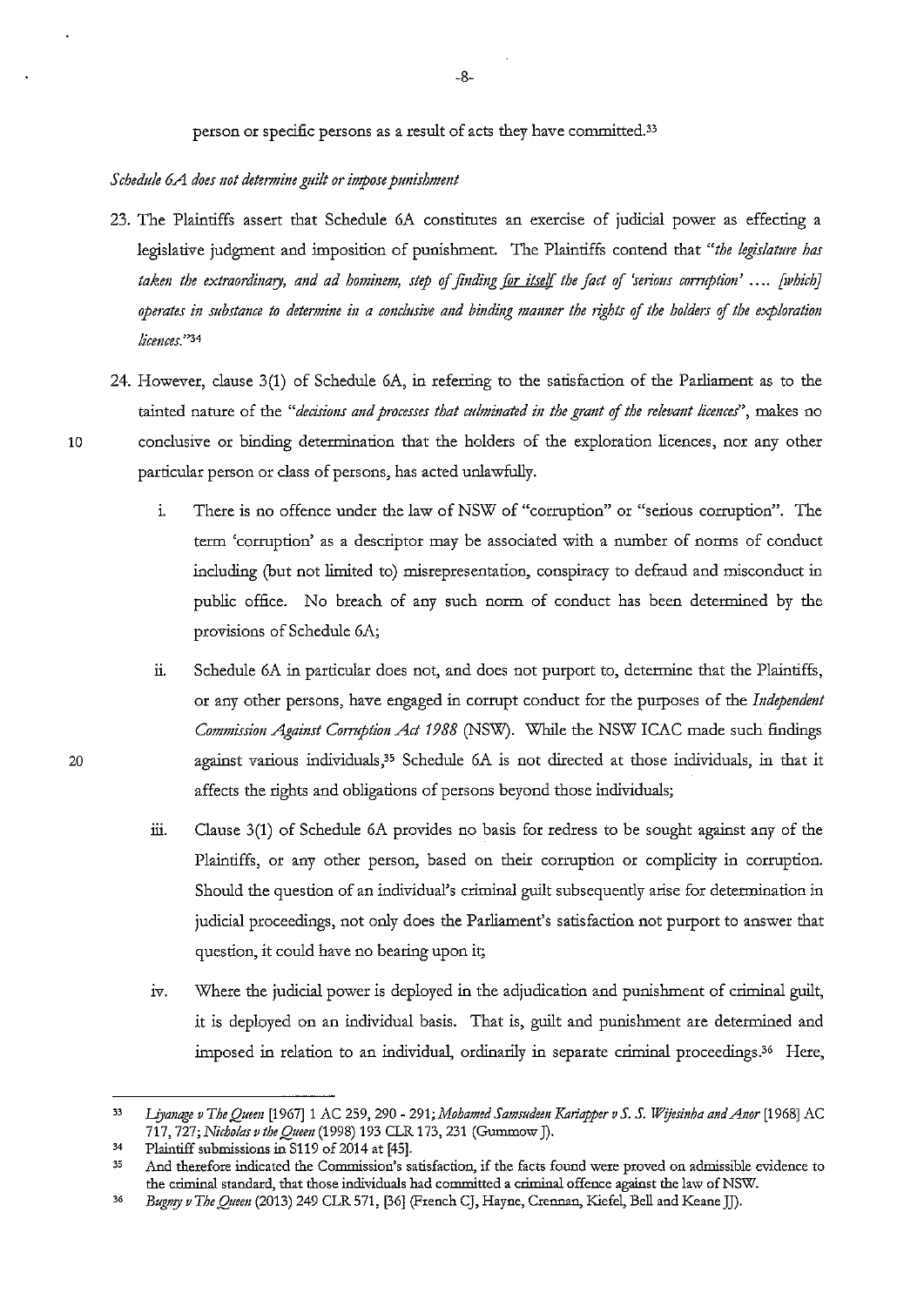person or specific persons as a result of acts they have committed.[33]

*Schedule 6A does not determine guilt or impose punishment*

23. The Plaintiffs assert that Schedule 6A constitutes an exercise of judicial power as effecting a legislative judgment and imposition of punishment. The Plaintiffs contend that *"the legislature has taken the extraordinary, and ad hominem, step of finding for itself the fact of 'serious corruption' .... [which] operates in substance to determine in a conclusive and binding manner the rights of the holders of the exploration licences."*[34]

24. However, clause 3(1) of Schedule 6A, in referring to the satisfaction of the Parliament as to the tainted nature of the *"decisions and processes that culminated in the grant of the relevant licences"*, makes no conclusive or binding determination that the holders of the exploration licences, nor any other particular person or class of persons, has acted unlawfully.

    i. There is no offence under the law of NSW of "corruption" or "serious corruption". The term 'corruption' as a descriptor may be associated with a number of norms of conduct including (but not limited to) misrepresentation, conspiracy to defraud and misconduct in public office. No breach of any such norm of conduct has been determined by the provisions of Schedule 6A;

    ii. Schedule 6A in particular does not, and does not purport to, determine that the Plaintiffs, or any other persons, have engaged in corrupt conduct for the purposes of the *Independent Commission Against Corruption Act 1988* (NSW). While the NSW ICAC made such findings against various individuals,[35] Schedule 6A is not directed at those individuals, in that it affects the rights and obligations of persons beyond those individuals;

    iii. Clause 3(1) of Schedule 6A provides no basis for redress to be sought against any of the Plaintiffs, or any other person, based on their corruption or complicity in corruption. Should the question of an individual's criminal guilt subsequently arise for determination in judicial proceedings, not only does the Parliament's satisfaction not purport to answer that question, it could have no bearing upon it;

    iv. Where the judicial power is deployed in the adjudication and punishment of criminal guilt, it is deployed on an individual basis. That is, guilt and punishment are determined and imposed in relation to an individual, ordinarily in separate criminal proceedings.[36] Here,

---

[33] *Liyanage v The Queen* [1967] 1 AC 259, 290 - 291; *Mohamed Samsudeen Kariapper v S. S. Wijesinha and Anor* [1968] AC 717, 727; *Nicholas v the Queen* (1998) 193 CLR 173, 231 (Gummow J).

[34] Plaintiff submissions in S119 of 2014 at [45].

[35] And therefore indicated the Commission's satisfaction, if the facts found were proved on admissible evidence to the criminal standard, that those individuals had committed a criminal offence against the law of NSW.

[36] *Bugmy v The Queen* (2013) 249 CLR 571, [36] (French CJ, Hayne, Crennan, Kiefel, Bell and Keane JJ).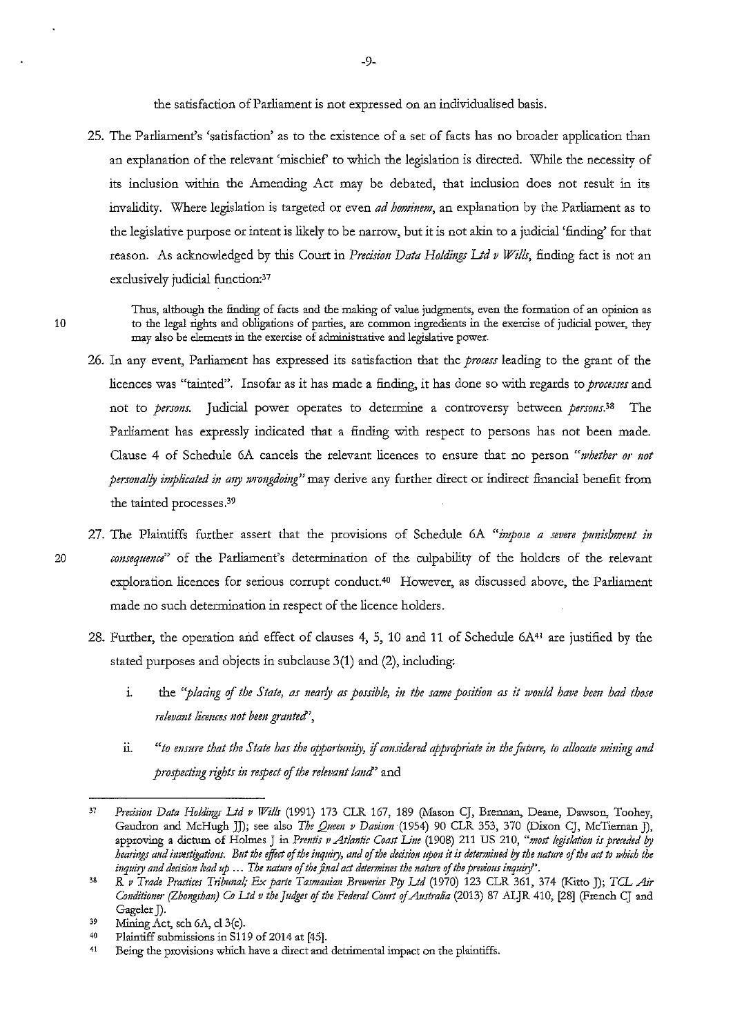the satisfaction of Parliament is not expressed on an individualised basis.

25. The Parliament's 'satisfaction' as to the existence of a set of facts has no broader application than an explanation of the relevant 'mischief' to which the legislation is directed. While the necessity of its inclusion within the Amending Act may be debated, that inclusion does not result in its invalidity. Where legislation is targeted or even *ad hominem*, an explanation by the Parliament as to the legislative purpose or intent is likely to be narrow, but it is not akin to a judicial 'finding' for that reason. As acknowledged by this Court in *Precision Data Holdings Ltd v Wills*, finding fact is not an exclusively judicial function:[37]

> Thus, although the finding of facts and the making of value judgments, even the formation of an opinion as to the legal rights and obligations of parties, are common ingredients in the exercise of judicial power, they may also be elements in the exercise of administrative and legislative power.

26. In any event, Parliament has expressed its satisfaction that the *process* leading to the grant of the licences was "tainted". Insofar as it has made a finding, it has done so with regards to *processes* and not to *persons*. Judicial power operates to determine a controversy between *persons*.[38] The Parliament has expressly indicated that a finding with respect to persons has not been made. Clause 4 of Schedule 6A cancels the relevant licences to ensure that no person *"whether or not personally implicated in any wrongdoing"* may derive any further direct or indirect financial benefit from the tainted processes.[39]

27. The Plaintiffs further assert that the provisions of Schedule 6A *"impose a severe punishment in consequence"* of the Parliament's determination of the culpability of the holders of the relevant exploration licences for serious corrupt conduct.[40] However, as discussed above, the Parliament made no such determination in respect of the licence holders.

28. Further, the operation and effect of clauses 4, 5, 10 and 11 of Schedule 6A[41] are justified by the stated purposes and objects in subclause 3(1) and (2), including:

    i. the *"placing of the State, as nearly as possible, in the same position as it would have been had those relevant licences not been granted"*,

    ii. *"to ensure that the State has the opportunity, if considered appropriate in the future, to allocate mining and prospecting rights in respect of the relevant land"* and

---

[37] *Precision Data Holdings Ltd v Wills* (1991) 173 CLR 167, 189 (Mason CJ, Brennan, Deane, Dawson, Toohey, Gaudron and McHugh JJ); see also *The Queen v Davison* (1954) 90 CLR 353, 370 (Dixon CJ, McTiernan J), approving a dictum of Holmes J in *Prentis v Atlantic Coast Line* (1908) 211 US 210, *"most legislation is preceded by hearings and investigations. But the effect of the inquiry, and of the decision upon it is determined by the nature of the act to which the inquiry and decision lead up ... The nature of the final act determines the nature of the previous inquiry"*.

[38] *R v Trade Practices Tribunal; Ex parte Tasmanian Breweries Pty Ltd* (1970) 123 CLR 361, 374 (Kitto J); *TCL Air Conditioner (Zhongshan) Co Ltd v the Judges of the Federal Court of Australia* (2013) 87 ALJR 410, [28] (French CJ and Gageler J).

[39] Mining Act, sch 6A, cl 3(c).

[40] Plaintiff submissions in S119 of 2014 at [45].

[41] Being the provisions which have a direct and detrimental impact on the plaintiffs.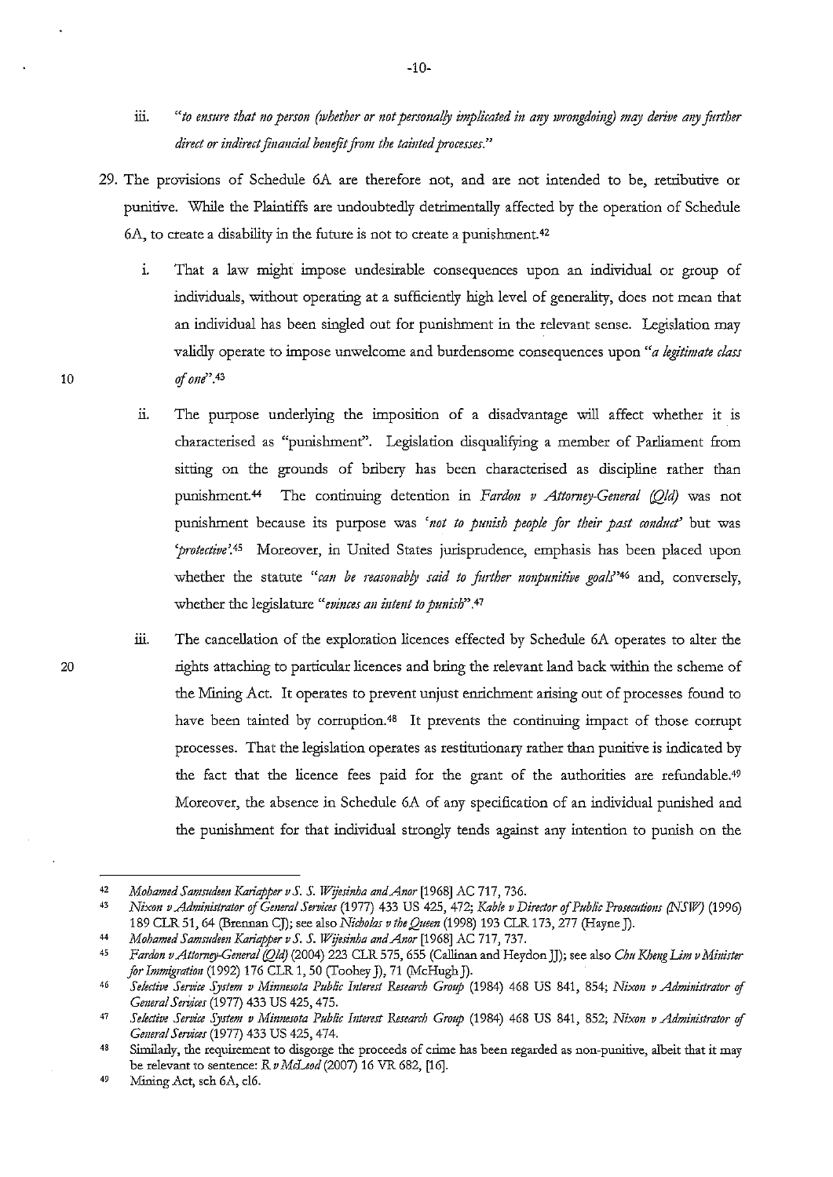iii. *"to ensure that no person (whether or not personally implicated in any wrongdoing) may derive any further direct or indirect financial benefit from the tainted processes."*

29. The provisions of Schedule 6A are therefore not, and are not intended to be, retributive or punitive. While the Plaintiffs are undoubtedly detrimentally affected by the operation of Schedule 6A, to create a disability in the future is not to create a punishment.[42]

    i. That a law might impose undesirable consequences upon an individual or group of individuals, without operating at a sufficiently high level of generality, does not mean that an individual has been singled out for punishment in the relevant sense. Legislation may validly operate to impose unwelcome and burdensome consequences upon *"a legitimate class of one"*.[43]

    ii. The purpose underlying the imposition of a disadvantage will affect whether it is characterised as "punishment". Legislation disqualifying a member of Parliament from sitting on the grounds of bribery has been characterised as discipline rather than punishment.[44] The continuing detention in *Fardon v Attorney-General (Qld)* was not punishment because its purpose was *'not to punish people for their past conduct'* but was *'protective'*.[45] Moreover, in United States jurisprudence, emphasis has been placed upon whether the statute *"can be reasonably said to further nonpunitive goals"*[46] and, conversely, whether the legislature *"evinces an intent to punish"*.[47]

    iii. The cancellation of the exploration licences effected by Schedule 6A operates to alter the rights attaching to particular licences and bring the relevant land back within the scheme of the Mining Act. It operates to prevent unjust enrichment arising out of processes found to have been tainted by corruption.[48] It prevents the continuing impact of those corrupt processes. That the legislation operates as restitutionary rather than punitive is indicated by the fact that the licence fees paid for the grant of the authorities are refundable.[49] Moreover, the absence in Schedule 6A of any specification of an individual punished and the punishment for that individual strongly tends against any intention to punish on the

---

[42] *Mohamed Samsudeen Kariapper v S. S. Wijesinha and Anor* [1968] AC 717, 736.

[43] *Nixon v Administrator of General Services* (1977) 433 US 425, 472; *Kable v Director of Public Prosecutions (NSW)* (1996) 189 CLR 51, 64 (Brennan CJ); see also *Nicholas v the Queen* (1998) 193 CLR 173, 277 (Hayne J).

[44] *Mohamed Samsudeen Kariapper v S. S. Wijesinha and Anor* [1968] AC 717, 737.

[45] *Fardon v Attorney-General (Qld)* (2004) 223 CLR 575, 655 (Callinan and Heydon JJ); see also *Chu Kheng Lim v Minister for Immigration* (1992) 176 CLR 1, 50 (Toohey J), 71 (McHugh J).

[46] *Selective Service System v Minnesota Public Interest Research Group* (1984) 468 US 841, 854; *Nixon v Administrator of General Services* (1977) 433 US 425, 475.

[47] *Selective Service System v Minnesota Public Interest Research Group* (1984) 468 US 841, 852; *Nixon v Administrator of General Services* (1977) 433 US 425, 474.

[48] Similarly, the requirement to disgorge the proceeds of crime has been regarded as non-punitive, albeit that it may be relevant to sentence: *R v McLeod* (2007) 16 VR 682, [16].

[49] Mining Act, sch 6A, cl6.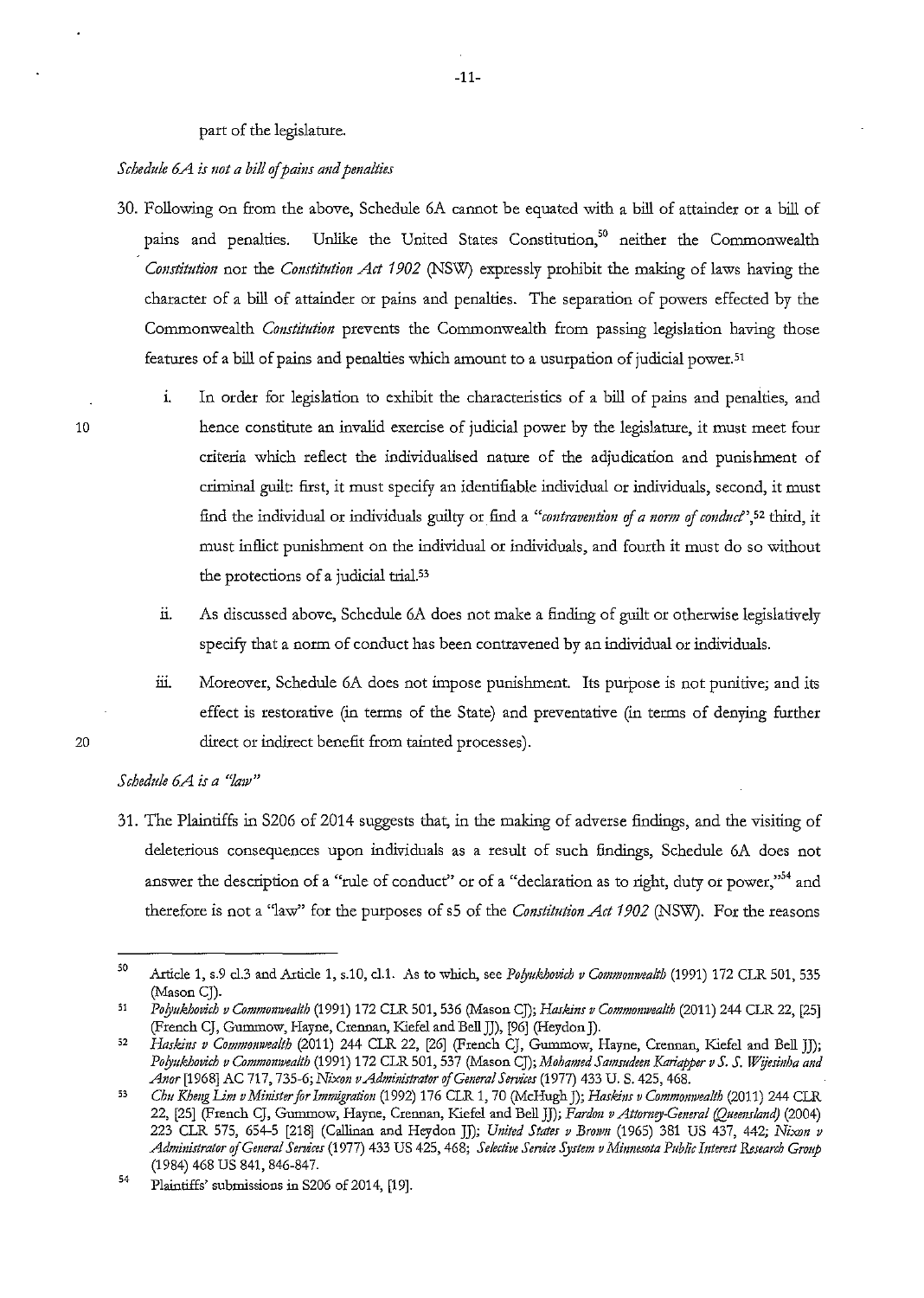part of the legislature.

*Schedule 6A is not a bill of pains and penalties*

30. Following on from the above, Schedule 6A cannot be equated with a bill of attainder or a bill of pains and penalties. Unlike the United States Constitution,[50] neither the Commonwealth *Constitution* nor the *Constitution Act 1902* (NSW) expressly prohibit the making of laws having the character of a bill of attainder or pains and penalties. The separation of powers effected by the Commonwealth *Constitution* prevents the Commonwealth from passing legislation having those features of a bill of pains and penalties which amount to a usurpation of judicial power.[51]

    i. In order for legislation to exhibit the characteristics of a bill of pains and penalties, and hence constitute an invalid exercise of judicial power by the legislature, it must meet four criteria which reflect the individualised nature of the adjudication and punishment of criminal guilt: first, it must specify an identifiable individual or individuals, second, it must find the individual or individuals guilty or find a *"contravention of a norm of conduct"*,[52] third, it must inflict punishment on the individual or individuals, and fourth it must do so without the protections of a judicial trial.[53]

    ii. As discussed above, Schedule 6A does not make a finding of guilt or otherwise legislatively specify that a norm of conduct has been contravened by an individual or individuals.

    iii. Moreover, Schedule 6A does not impose punishment. Its purpose is not punitive; and its effect is restorative (in terms of the State) and preventative (in terms of denying further direct or indirect benefit from tainted processes).

*Schedule 6A is a "law"*

31. The Plaintiffs in S206 of 2014 suggests that, in the making of adverse findings, and the visiting of deleterious consequences upon individuals as a result of such findings, Schedule 6A does not answer the description of a "rule of conduct" or of a "declaration as to right, duty or power,"[54] and therefore is not a "law" for the purposes of s5 of the *Constitution Act 1902* (NSW). For the reasons

---

[50] Article 1, s.9 cl.3 and Article 1, s.10, cl.1. As to which, see *Polyukhovich v Commonwealth* (1991) 172 CLR 501, 535 (Mason CJ).

[51] *Polyukhovich v Commonwealth* (1991) 172 CLR 501, 536 (Mason CJ); *Haskins v Commonwealth* (2011) 244 CLR 22, [25] (French CJ, Gummow, Hayne, Crennan, Kiefel and Bell JJ), [96] (Heydon J).

[52] *Haskins v Commonwealth* (2011) 244 CLR 22, [26] (French CJ, Gummow, Hayne, Crennan, Kiefel and Bell JJ); *Polyukhovich v Commonwealth* (1991) 172 CLR 501, 537 (Mason CJ); *Mohamed Samsudeen Kariapper v S. S. Wijesinha and Anor* [1968] AC 717, 735-6; *Nixon v Administrator of General Services* (1977) 433 U. S. 425, 468.

[53] *Chu Kheng Lim v Minister for Immigration* (1992) 176 CLR 1, 70 (McHugh J); *Haskins v Commonwealth* (2011) 244 CLR 22, [25] (French CJ, Gummow, Hayne, Crennan, Kiefel and Bell JJ); *Fardon v Attorney-General (Queensland)* (2004) 223 CLR 575, 654-5 [218] (Callinan and Heydon JJ); *United States v Brown* (1965) 381 US 437, 442; *Nixon v Administrator of General Services* (1977) 433 US 425, 468; *Selective Service System v Minnesota Public Interest Research Group* (1984) 468 US 841, 846-847.

[54] Plaintiffs' submissions in S206 of 2014, [19].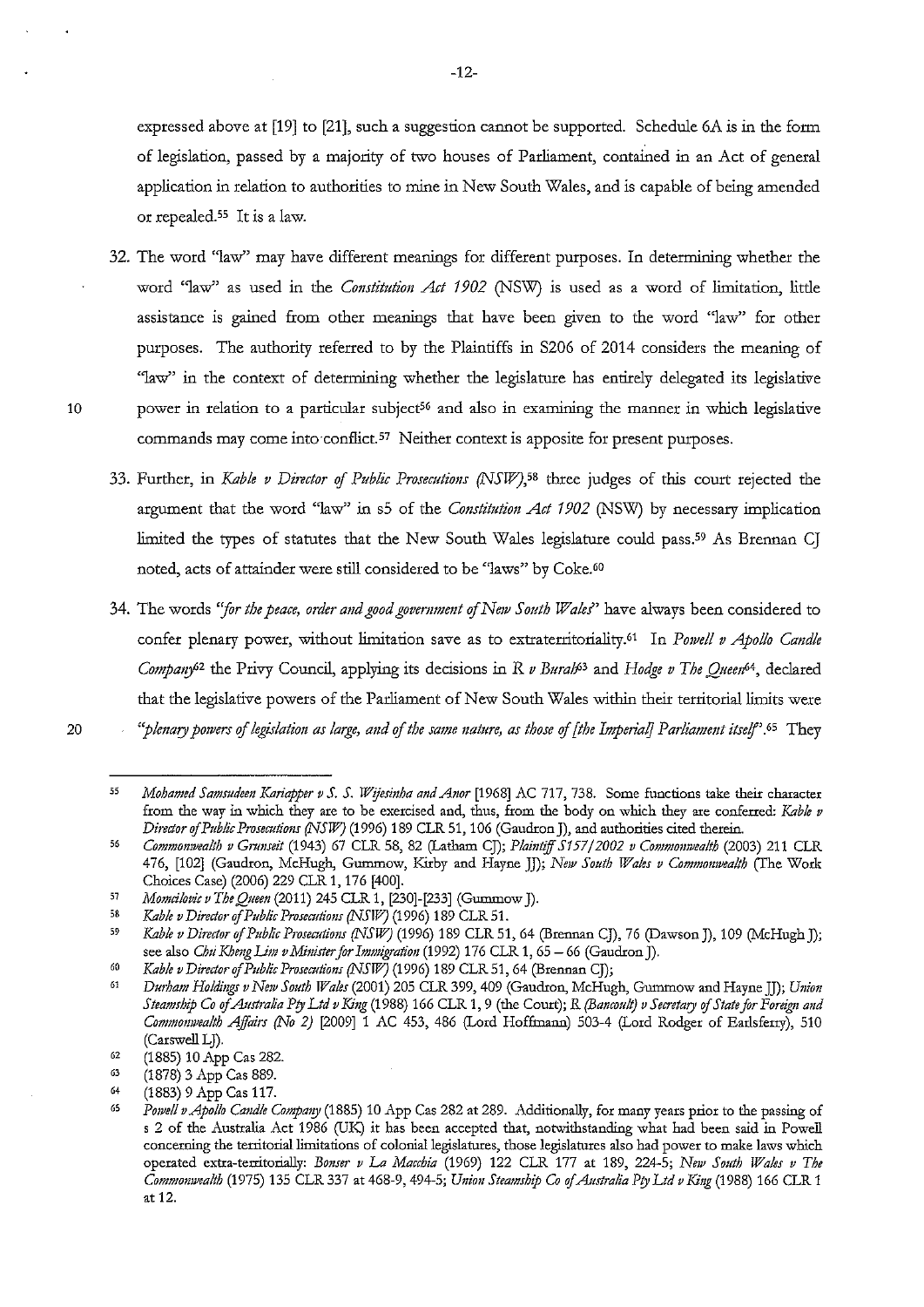expressed above at [19] to [21], such a suggestion cannot be supported. Schedule 6A is in the form of legislation, passed by a majority of two houses of Parliament, contained in an Act of general application in relation to authorities to mine in New South Wales, and is capable of being amended or repealed.[55] It is a law.

32. The word "law" may have different meanings for different purposes. In determining whether the word "law" as used in the *Constitution Act 1902* (NSW) is used as a word of limitation, little assistance is gained from other meanings that have been given to the word "law" for other purposes. The authority referred to by the Plaintiffs in S206 of 2014 considers the meaning of "law" in the context of determining whether the legislature has entirely delegated its legislative power in relation to a particular subject[56] and also in examining the manner in which legislative commands may come into conflict.[57] Neither context is apposite for present purposes.

33. Further, in *Kable v Director of Public Prosecutions (NSW)*,[58] three judges of this court rejected the argument that the word "law" in s5 of the *Constitution Act 1902* (NSW) by necessary implication limited the types of statutes that the New South Wales legislature could pass.[59] As Brennan CJ noted, acts of attainder were still considered to be "laws" by Coke.[60]

34. The words *"for the peace, order and good government of New South Wales"* have always been considered to confer plenary power, without limitation save as to extraterritoriality.[61] In *Powell v Apollo Candle Company*[62] the Privy Council, applying its decisions in *R v Burah*[63] and *Hodge v The Queen*[64], declared that the legislative powers of the Parliament of New South Wales within their territorial limits were *"plenary powers of legislation as large, and of the same nature, as those of [the Imperial] Parliament itself"*.[65] They

---

55 *Mohamed Samsudeen Kariapper v S. S. Wijesinha and Anor* [1968] AC 717, 738. Some functions take their character from the way in which they are to be exercised and, thus, from the body on which they are conferred: *Kable v Director of Public Prosecutions (NSW)* (1996) 189 CLR 51, 106 (Gaudron J), and authorities cited therein.

56 *Commonwealth v Grunseit* (1943) 67 CLR 58, 82 (Latham CJ); *Plaintiff S157/2002 v Commonwealth* (2003) 211 CLR 476, [102] (Gaudron, McHugh, Gummow, Kirby and Hayne JJ); *New South Wales v Commonwealth* (The Work Choices Case) (2006) 229 CLR 1, 176 [400].

57 *Momcilovic v The Queen* (2011) 245 CLR 1, [230]-[233] (Gummow J).

58 *Kable v Director of Public Prosecutions (NSW)* (1996) 189 CLR 51.

59 *Kable v Director of Public Prosecutions (NSW)* (1996) 189 CLR 51, 64 (Brennan CJ), 76 (Dawson J), 109 (McHugh J); see also *Chu Kheng Lim v Minister for Immigration* (1992) 176 CLR 1, 65 – 66 (Gaudron J).

60 *Kable v Director of Public Prosecutions (NSW)* (1996) 189 CLR 51, 64 (Brennan CJ);

61 *Durham Holdings v New South Wales* (2001) 205 CLR 399, 409 (Gaudron, McHugh, Gummow and Hayne JJ); *Union Steamship Co of Australia Pty Ltd v King* (1988) 166 CLR 1, 9 (the Court); *R (Bancoult) v Secretary of State for Foreign and Commonwealth Affairs (No 2)* [2009] 1 AC 453, 486 (Lord Hoffmann) 503-4 (Lord Rodger of Earlsferry), 510 (Carswell LJ).

62 (1885) 10 App Cas 282.

63 (1878) 3 App Cas 889.

64 (1883) 9 App Cas 117.

65 *Powell v Apollo Candle Company* (1885) 10 App Cas 282 at 289. Additionally, for many years prior to the passing of s 2 of the Australia Act 1986 (UK) it has been accepted that, notwithstanding what had been said in Powell concerning the territorial limitations of colonial legislatures, those legislatures also had power to make laws which operated extra-territorially: *Bonser v La Macchia* (1969) 122 CLR 177 at 189, 224-5; *New South Wales v The Commonwealth* (1975) 135 CLR 337 at 468-9, 494-5; *Union Steamship Co of Australia Pty Ltd v King* (1988) 166 CLR 1 at 12.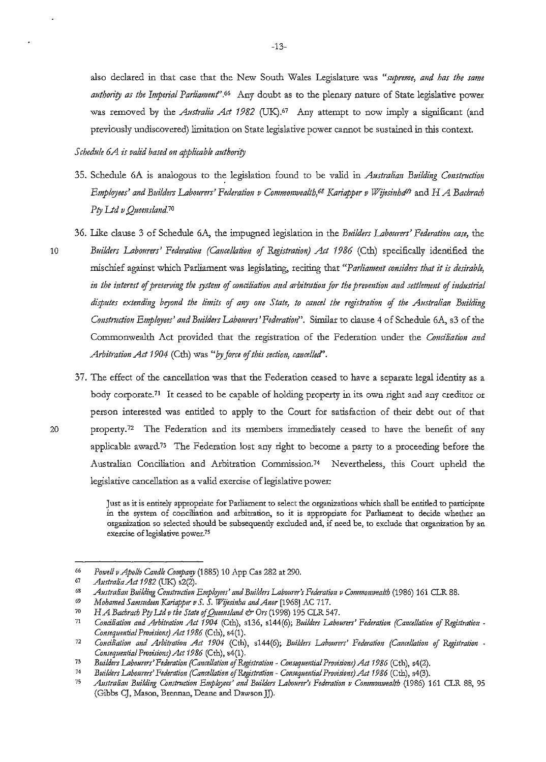also declared in that case that the New South Wales Legislature was *"supreme, and has the same authority as the Imperial Parliament"*.[66] Any doubt as to the plenary nature of State legislative power was removed by the *Australia Act 1982* (UK).[67] Any attempt to now imply a significant (and previously undiscovered) limitation on State legislative power cannot be sustained in this context.

*Schedule 6A is valid based on applicable authority*

35. Schedule 6A is analogous to the legislation found to be valid in *Australian Building Construction Employees' and Builders Labourers' Federation v Commonwealth*,[68] *Kariapper v Wijesinha*[69] and *H A Bachrach Pty Ltd v Queensland*.[70]

36. Like clause 3 of Schedule 6A, the impugned legislation in the *Builders Labourers' Federation case*, the *Builders Labourers' Federation (Cancellation of Registration) Act 1986* (Cth) specifically identified the mischief against which Parliament was legislating, reciting that *"Parliament considers that it is desirable, in the interest of preserving the system of conciliation and arbitration for the prevention and settlement of industrial disputes extending beyond the limits of any one State, to cancel the registration of the Australian Building Construction Employees' and Builders Labourers' Federation"*. Similar to clause 4 of Schedule 6A, s3 of the Commonwealth Act provided that the registration of the Federation under the *Conciliation and Arbitration Act 1904* (Cth) was *"by force of this section, cancelled"*.

37. The effect of the cancellation was that the Federation ceased to have a separate legal identity as a body corporate.[71] It ceased to be capable of holding property in its own right and any creditor or person interested was entitled to apply to the Court for satisfaction of their debt out of that property.[72] The Federation and its members immediately ceased to have the benefit of any applicable award.[73] The Federation lost any right to become a party to a proceeding before the Australian Conciliation and Arbitration Commission.[74] Nevertheless, this Court upheld the legislative cancellation as a valid exercise of legislative power:

> Just as it is entirely appropriate for Parliament to select the organizations which shall be entitled to participate in the system of conciliation and arbitration, so it is appropriate for Parliament to decide whether an organization so selected should be subsequently excluded and, if need be, to exclude that organization by an exercise of legislative power.[75]

---

[66] *Powell v Apollo Candle Company* (1885) 10 App Cas 282 at 290.

[67] *Australia Act 1982* (UK) s2(2).

[68] *Australian Building Construction Employees' and Builders Labourer's Federation v Commonwealth* (1986) 161 CLR 88.

[69] *Mohamed Samsudeen Kariapper v S. S. Wijesinha and Anor* [1968] AC 717.

[70] *H A Bachrach Pty Ltd v the State of Queensland & Ors* (1998) 195 CLR 547.

[71] *Conciliation and Arbitration Act 1904* (Cth), s136, s144(6); *Builders Labourers' Federation (Cancellation of Registration - Consequential Provisions) Act 1986* (Cth), s4(1).

[72] *Conciliation and Arbitration Act 1904* (Cth), s144(6); *Builders Labourers' Federation (Cancellation of Registration - Consequential Provisions) Act 1986* (Cth), s4(1).

[73] *Builders Labourers' Federation (Cancellation of Registration - Consequential Provisions) Act 1986* (Cth), s4(2).

[74] *Builders Labourers' Federation (Cancellation of Registration - Consequential Provisions) Act 1986* (Cth), s4(3).

[75] *Australian Building Construction Employees' and Builders Labourer's Federation v Commonwealth* (1986) 161 CLR 88, 95 (Gibbs CJ, Mason, Brennan, Deane and Dawson JJ).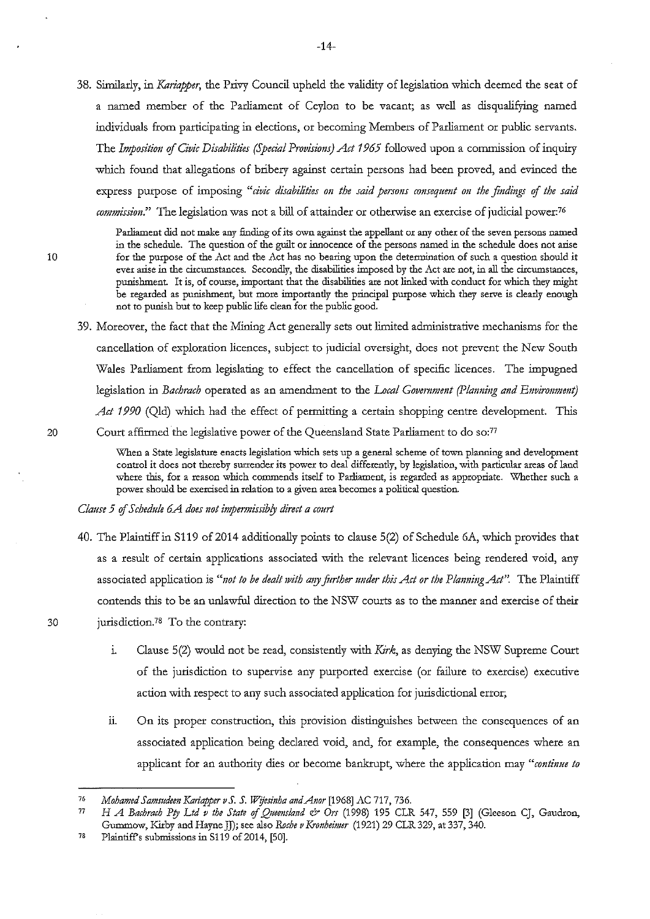38. Similarly, in *Kariapper*, the Privy Council upheld the validity of legislation which deemed the seat of a named member of the Parliament of Ceylon to be vacant; as well as disqualifying named individuals from participating in elections, or becoming Members of Parliament or public servants. The *Imposition of Civic Disabilities (Special Provisions) Act 1965* followed upon a commission of inquiry which found that allegations of bribery against certain persons had been proved, and evinced the express purpose of imposing *"civic disabilities on the said persons consequent on the findings of the said commission."* The legislation was not a bill of attainder or otherwise an exercise of judicial power:[76]

> Parliament did not make any finding of its own against the appellant or any other of the seven persons named in the schedule. The question of the guilt or innocence of the persons named in the schedule does not arise for the purpose of the Act and the Act has no bearing upon the determination of such a question should it ever arise in the circumstances. Secondly, the disabilities imposed by the Act are not, in all the circumstances, punishment. It is, of course, important that the disabilities are not linked with conduct for which they might be regarded as punishment, but more importantly the principal purpose which they serve is clearly enough not to punish but to keep public life clean for the public good.

39. Moreover, the fact that the Mining Act generally sets out limited administrative mechanisms for the cancellation of exploration licences, subject to judicial oversight, does not prevent the New South Wales Parliament from legislating to effect the cancellation of specific licences. The impugned legislation in *Bachrach* operated as an amendment to the *Local Government (Planning and Environment) Act 1990* (Qld) which had the effect of permitting a certain shopping centre development. This Court affirmed the legislative power of the Queensland State Parliament to do so:[77]

> When a State legislature enacts legislation which sets up a general scheme of town planning and development control it does not thereby surrender its power to deal differently, by legislation, with particular areas of land where this, for a reason which commends itself to Parliament, is regarded as appropriate. Whether such a power should be exercised in relation to a given area becomes a political question.

*Clause 5 of Schedule 6A does not impermissibly direct a court*

40. The Plaintiff in S119 of 2014 additionally points to clause 5(2) of Schedule 6A, which provides that as a result of certain applications associated with the relevant licences being rendered void, any associated application is *"not to be dealt with any further under this Act or the Planning Act"*. The Plaintiff contends this to be an unlawful direction to the NSW courts as to the manner and exercise of their jurisdiction.[78] To the contrary:

    i. Clause 5(2) would not be read, consistently with *Kirk*, as denying the NSW Supreme Court of the jurisdiction to supervise any purported exercise (or failure to exercise) executive action with respect to any such associated application for jurisdictional error;

    ii. On its proper construction, this provision distinguishes between the consequences of an associated application being declared void, and, for example, the consequences where an applicant for an authority dies or become bankrupt, where the application may *"continue to*

---

[76] *Mohamed Samsudeen Kariapper v S. S. Wijesinha and Anor* [1968] AC 717, 736.

[77] *H A Bachrach Pty Ltd v the State of Queensland & Ors* (1998) 195 CLR 547, 559 [3] (Gleeson CJ, Gaudron, Gummow, Kirby and Hayne JJ); see also *Roche v Kronheimer* (1921) 29 CLR 329, at 337, 340.

[78] Plaintiff's submissions in S119 of 2014, [50].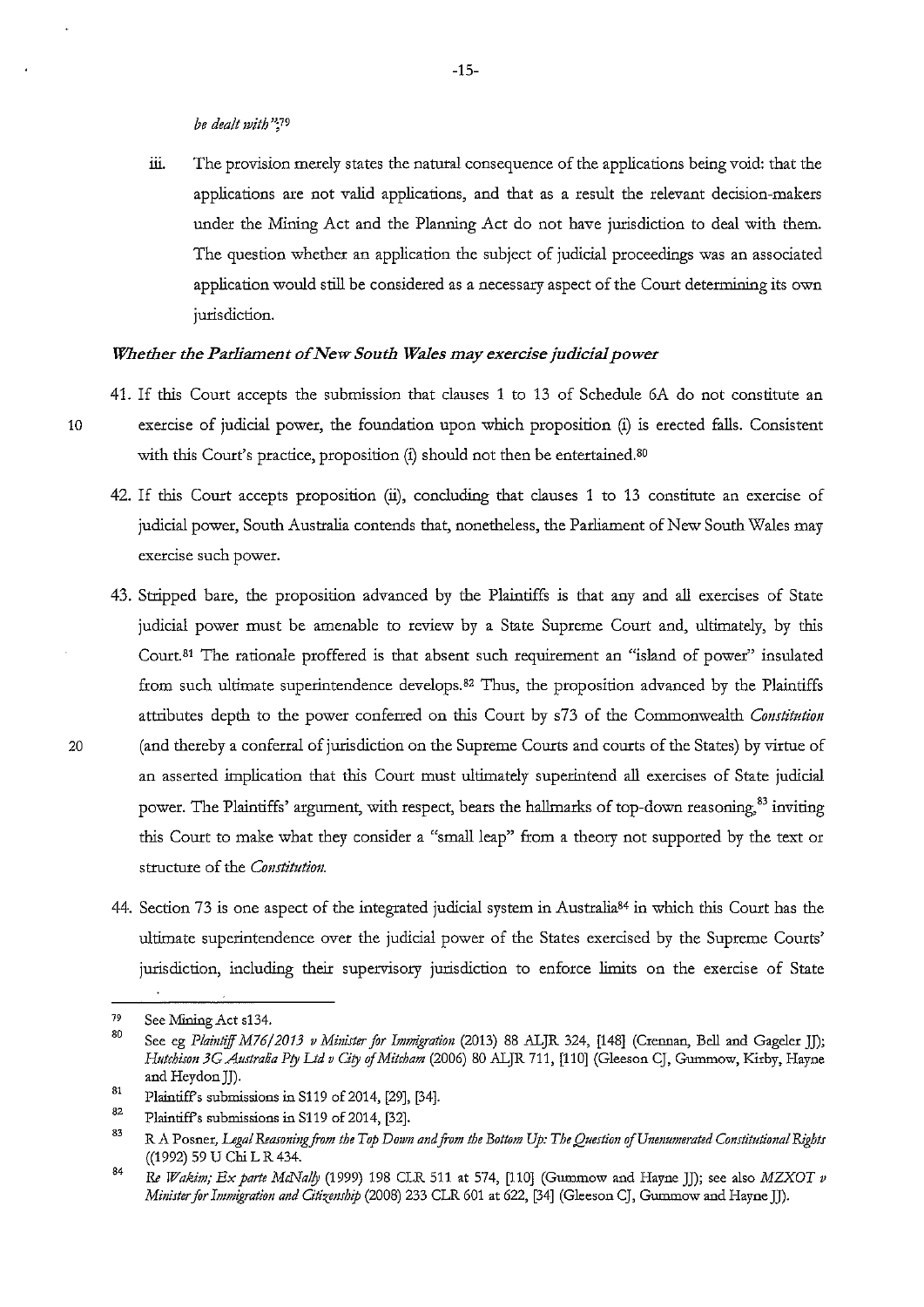*be dealt with*";[79]

iii. The provision merely states the natural consequence of the applications being void: that the applications are not valid applications, and that as a result the relevant decision-makers under the Mining Act and the Planning Act do not have jurisdiction to deal with them. The question whether an application the subject of judicial proceedings was an associated application would still be considered as a necessary aspect of the Court determining its own jurisdiction.

### *Whether the Parliament of New South Wales may exercise judicial power*

41. If this Court accepts the submission that clauses 1 to 13 of Schedule 6A do not constitute an exercise of judicial power, the foundation upon which proposition (i) is erected falls. Consistent with this Court's practice, proposition (i) should not then be entertained.[80]

42. If this Court accepts proposition (ii), concluding that clauses 1 to 13 constitute an exercise of judicial power, South Australia contends that, nonetheless, the Parliament of New South Wales may exercise such power.

43. Stripped bare, the proposition advanced by the Plaintiffs is that any and all exercises of State judicial power must be amenable to review by a State Supreme Court and, ultimately, by this Court.[81] The rationale proffered is that absent such requirement an "island of power" insulated from such ultimate superintendence develops.[82] Thus, the proposition advanced by the Plaintiffs attributes depth to the power conferred on this Court by s73 of the Commonwealth *Constitution* (and thereby a conferral of jurisdiction on the Supreme Courts and courts of the States) by virtue of an asserted implication that this Court must ultimately superintend all exercises of State judicial power. The Plaintiffs' argument, with respect, bears the hallmarks of top-down reasoning,[83] inviting this Court to make what they consider a "small leap" from a theory not supported by the text or structure of the *Constitution*.

44. Section 73 is one aspect of the integrated judicial system in Australia[84] in which this Court has the ultimate superintendence over the judicial power of the States exercised by the Supreme Courts' jurisdiction, including their supervisory jurisdiction to enforce limits on the exercise of State

---

[79] See Mining Act s134.

[80] See eg *Plaintiff M76/2013 v Minister for Immigration* (2013) 88 ALJR 324, [148] (Crennan, Bell and Gageler JJ); *Hutchison 3G Australia Pty Ltd v City of Mitcham* (2006) 80 ALJR 711, [110] (Gleeson CJ, Gummow, Kirby, Hayne and Heydon JJ).

[81] Plaintiff's submissions in S119 of 2014, [29], [34].

[82] Plaintiff's submissions in S119 of 2014, [32].

[83] R A Posner, *Legal Reasoning from the Top Down and from the Bottom Up: The Question of Unenumerated Constitutional Rights* ((1992) 59 U Chi L R 434.

[84] *Re Wakim; Ex parte McNally* (1999) 198 CLR 511 at 574, [110] (Gummow and Hayne JJ); see also *MZXOT v Minister for Immigration and Citizenship* (2008) 233 CLR 601 at 622, [34] (Gleeson CJ, Gummow and Hayne JJ).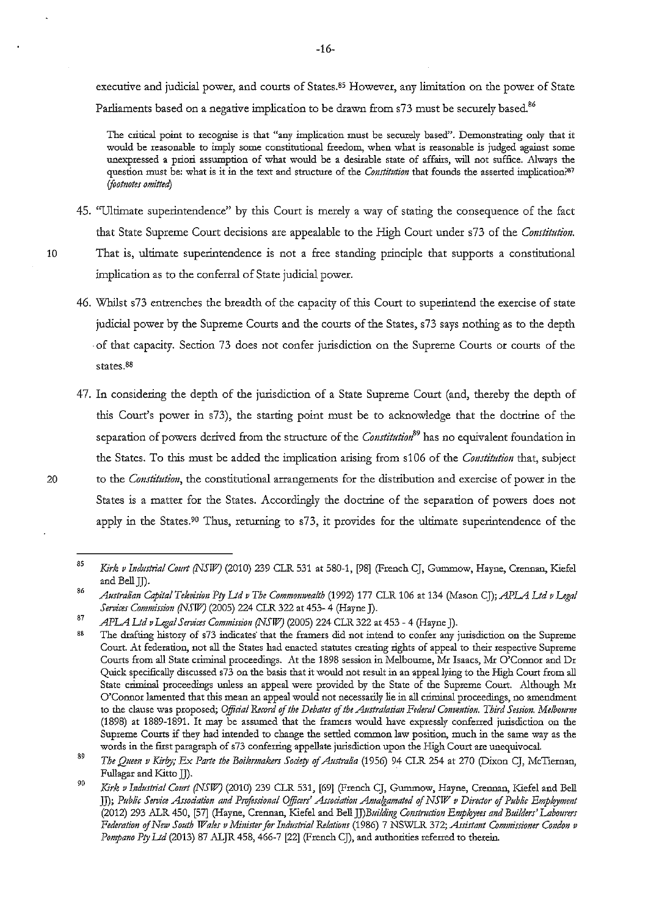executive and judicial power, and courts of States.[85] However, any limitation on the power of State Parliaments based on a negative implication to be drawn from s73 must be securely based.[86]

> The critical point to recognise is that "any implication must be securely based". Demonstrating only that it would be reasonable to imply some constitutional freedom, when what is reasonable is judged against some unexpressed a priori assumption of what would be a desirable state of affairs, will not suffice. Always the question must be: what is it in the text and structure of the *Constitution* that founds the asserted implication?[87] *(footnotes omitted)*

45. "Ultimate superintendence" by this Court is merely a way of stating the consequence of the fact that State Supreme Court decisions are appealable to the High Court under s73 of the *Constitution*. That is, ultimate superintendence is not a free standing principle that supports a constitutional implication as to the conferral of State judicial power.

46. Whilst s73 entrenches the breadth of the capacity of this Court to superintend the exercise of state judicial power by the Supreme Courts and the courts of the States, s73 says nothing as to the depth of that capacity. Section 73 does not confer jurisdiction on the Supreme Courts or courts of the states.[88]

47. In considering the depth of the jurisdiction of a State Supreme Court (and, thereby the depth of this Court's power in s73), the starting point must be to acknowledge that the doctrine of the separation of powers derived from the structure of the *Constitution*[89] has no equivalent foundation in the States. To this must be added the implication arising from s106 of the *Constitution* that, subject to the *Constitution*, the constitutional arrangements for the distribution and exercise of power in the States is a matter for the States. Accordingly the doctrine of the separation of powers does not apply in the States.[90] Thus, returning to s73, it provides for the ultimate superintendence of the

---

[85] *Kirk v Industrial Court (NSW)* (2010) 239 CLR 531 at 580-1, [98] (French CJ, Gummow, Hayne, Crennan, Kiefel and Bell JJ).

[86] *Australian Capital Television Pty Ltd v The Commonwealth* (1992) 177 CLR 106 at 134 (Mason CJ); *APLA Ltd v Legal Services Commission (NSW)* (2005) 224 CLR 322 at 453- 4 (Hayne J).

[87] *APLA Ltd v Legal Services Commission (NSW)* (2005) 224 CLR 322 at 453 - 4 (Hayne J).

[88] The drafting history of s73 indicates that the framers did not intend to confer any jurisdiction on the Supreme Court. At federation, not all the States had enacted statutes creating rights of appeal to their respective Supreme Courts from all State criminal proceedings. At the 1898 session in Melbourne, Mr Isaacs, Mr O'Connor and Dr Quick specifically discussed s73 on the basis that it would not result in an appeal lying to the High Court from all State criminal proceedings unless an appeal were provided by the State of the Supreme Court. Although Mr O'Connor lamented that this mean an appeal would not necessarily lie in all criminal proceedings, no amendment to the clause was proposed; *Official Record of the Debates of the Australasian Federal Convention. Third Session. Melbourne* (1898) at 1889-1891. It may be assumed that the framers would have expressly conferred jurisdiction on the Supreme Courts if they had intended to change the settled common law position, much in the same way as the words in the first paragraph of s73 conferring appellate jurisdiction upon the High Court are unequivocal.

[89] *The Queen v Kirby; Ex Parte the Boilermakers Society of Australia* (1956) 94 CLR 254 at 270 (Dixon CJ, McTiernan, Fullagar and Kitto JJ).

[90] *Kirk v Industrial Court (NSW)* (2010) 239 CLR 531, [69] (French CJ, Gummow, Hayne, Crennan, Kiefel and Bell JJ); *Public Service Association and Professional Officers' Association Amalgamated of NSW v Director of Public Employment* (2012) 293 ALR 450, [57] (Hayne, Crennan, Kiefel and Bell JJ)*Building Construction Employees and Builders' Labourers Federation of New South Wales v Minister for Industrial Relations* (1986) 7 NSWLR 372; *Assistant Commissioner Condon v Pompano Pty Ltd* (2013) 87 ALJR 458, 466-7 [22] (French CJ), and authorities referred to therein.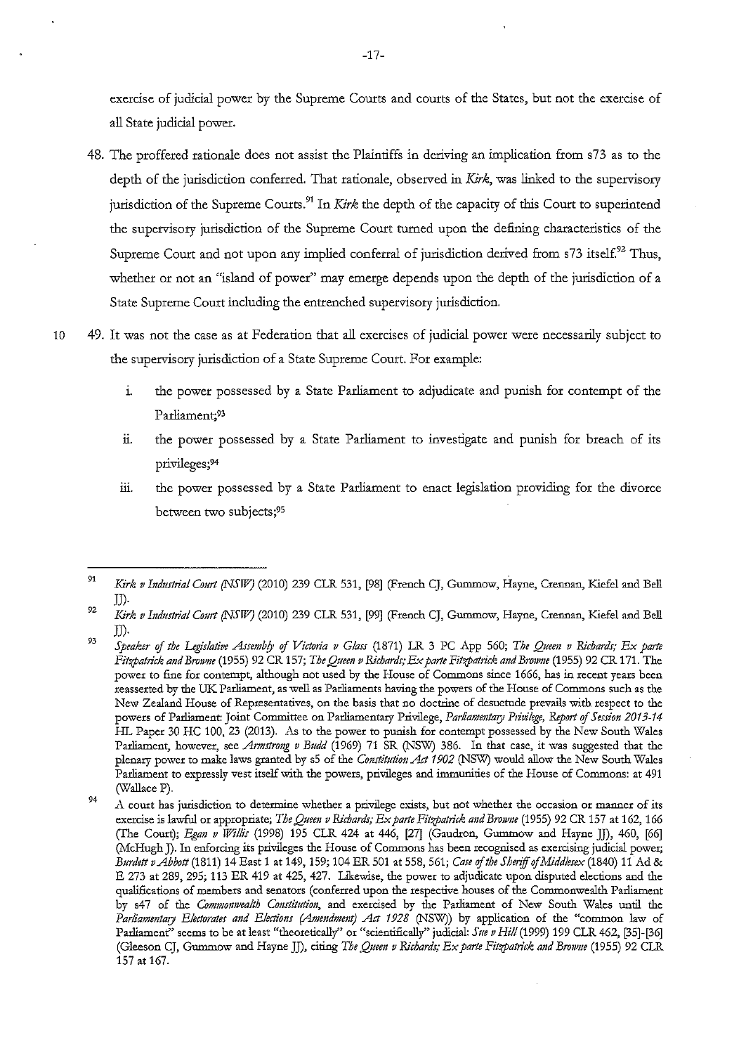exercise of judicial power by the Supreme Courts and courts of the States, but not the exercise of all State judicial power.

48. The proffered rationale does not assist the Plaintiffs in deriving an implication from s73 as to the depth of the jurisdiction conferred. That rationale, observed in *Kirk*, was linked to the supervisory jurisdiction of the Supreme Courts.[91] In *Kirk* the depth of the capacity of this Court to superintend the supervisory jurisdiction of the Supreme Court turned upon the defining characteristics of the Supreme Court and not upon any implied conferral of jurisdiction derived from s73 itself.[92] Thus, whether or not an "island of power" may emerge depends upon the depth of the jurisdiction of a State Supreme Court including the entrenched supervisory jurisdiction.

49. It was not the case as at Federation that all exercises of judicial power were necessarily subject to the supervisory jurisdiction of a State Supreme Court. For example:

   i. the power possessed by a State Parliament to adjudicate and punish for contempt of the Parliament;[93]

   ii. the power possessed by a State Parliament to investigate and punish for breach of its privileges;[94]

   iii. the power possessed by a State Parliament to enact legislation providing for the divorce between two subjects;[95]

---

[91] *Kirk v Industrial Court (NSW)* (2010) 239 CLR 531, [98] (French CJ, Gummow, Hayne, Crennan, Kiefel and Bell JJ).

[92] *Kirk v Industrial Court (NSW)* (2010) 239 CLR 531, [99] (French CJ, Gummow, Hayne, Crennan, Kiefel and Bell JJ).

[93] *Speaker of the Legislative Assembly of Victoria v Glass* (1871) LR 3 PC App 560; *The Queen v Richards; Ex parte Fitzpatrick and Browne* (1955) 92 CR 157; *The Queen v Richards; Ex parte Fitzpatrick and Browne* (1955) 92 CR 171. The power to fine for contempt, although not used by the House of Commons since 1666, has in recent years been reasserted by the UK Parliament, as well as Parliaments having the powers of the House of Commons such as the New Zealand House of Representatives, on the basis that no doctrine of desuetude prevails with respect to the powers of Parliament: Joint Committee on Parliamentary Privilege, *Parliamentary Privilege, Report of Session 2013-14* HL Paper 30 HC 100, 23 (2013). As to the power to punish for contempt possessed by the New South Wales Parliament, however, see *Armstrong v Budd* (1969) 71 SR (NSW) 386. In that case, it was suggested that the plenary power to make laws granted by s5 of the *Constitution Act 1902* (NSW) would allow the New South Wales Parliament to expressly vest itself with the powers, privileges and immunities of the House of Commons: at 491 (Wallace P).

[94] A court has jurisdiction to determine whether a privilege exists, but not whether the occasion or manner of its exercise is lawful or appropriate; *The Queen v Richards; Ex parte Fitzpatrick and Browne* (1955) 92 CR 157 at 162, 166 (The Court); *Egan v Willis* (1998) 195 CLR 424 at 446, [27] (Gaudron, Gummow and Hayne JJ), 460, [66] (McHugh J). In enforcing its privileges the House of Commons has been recognised as exercising judicial power; *Burdett v Abbott* (1811) 14 East 1 at 149, 159; 104 ER 501 at 558, 561; *Case of the Sheriff of Middlesex* (1840) 11 Ad & E 273 at 289, 295; 113 ER 419 at 425, 427. Likewise, the power to adjudicate upon disputed elections and the qualifications of members and senators (conferred upon the respective houses of the Commonwealth Parliament by s47 of the *Commonwealth Constitution*, and exercised by the Parliament of New South Wales until the *Parliamentary Electorates and Elections (Amendment) Act 1928* (NSW)) by application of the "common law of Parliament" seems to be at least "theoretically" or "scientifically" judicial: *Sue v Hill* (1999) 199 CLR 462, [35]-[36] (Gleeson CJ, Gummow and Hayne JJ), citing *The Queen v Richards; Ex parte Fitzpatrick and Browne* (1955) 92 CLR 157 at 167.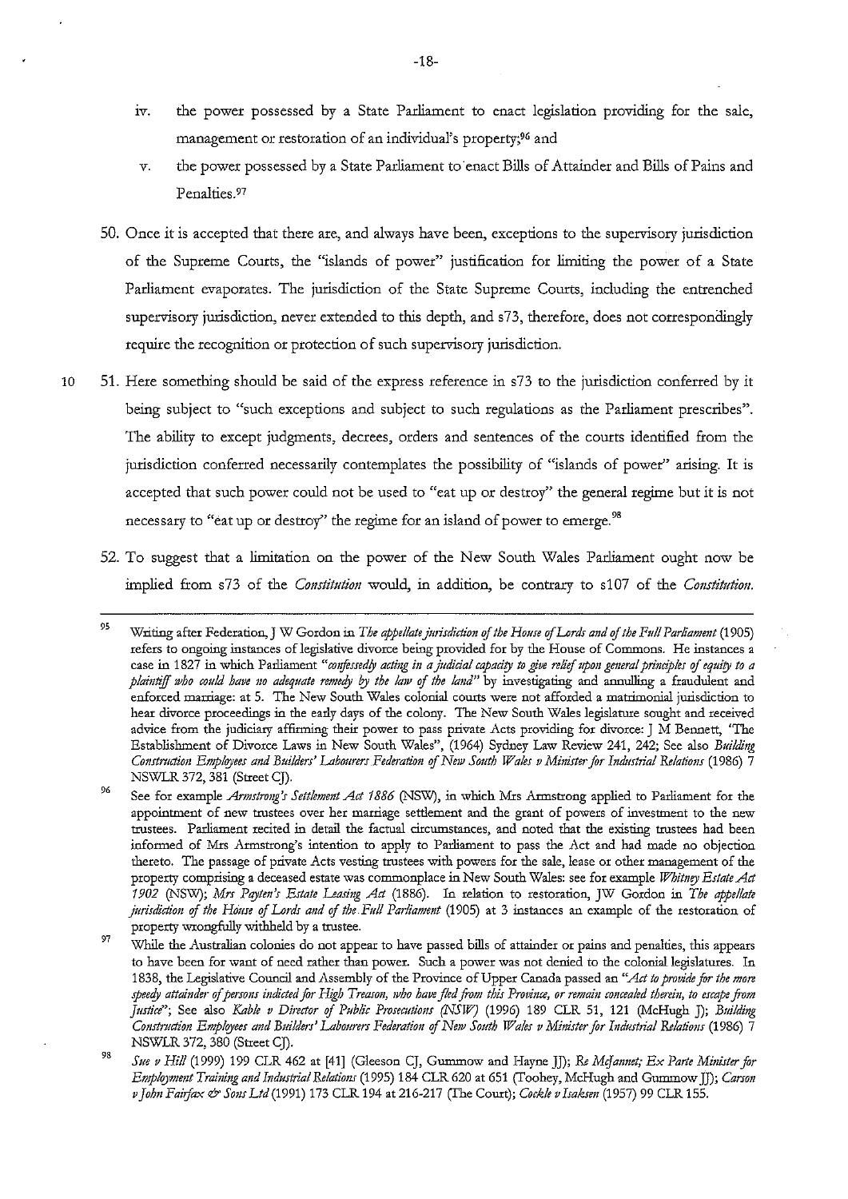iv. the power possessed by a State Parliament to enact legislation providing for the sale, management or restoration of an individual's property;[96] and

v. the power possessed by a State Parliament to enact Bills of Attainder and Bills of Pains and Penalties.[97]

50. Once it is accepted that there are, and always have been, exceptions to the supervisory jurisdiction of the Supreme Courts, the "islands of power" justification for limiting the power of a State Parliament evaporates. The jurisdiction of the State Supreme Courts, including the entrenched supervisory jurisdiction, never extended to this depth, and s73, therefore, does not correspondingly require the recognition or protection of such supervisory jurisdiction.

51. Here something should be said of the express reference in s73 to the jurisdiction conferred by it being subject to "such exceptions and subject to such regulations as the Parliament prescribes". The ability to except judgments, decrees, orders and sentences of the courts identified from the jurisdiction conferred necessarily contemplates the possibility of "islands of power" arising. It is accepted that such power could not be used to "eat up or destroy" the general regime but it is not necessary to "eat up or destroy" the regime for an island of power to emerge.[98]

52. To suggest that a limitation on the power of the New South Wales Parliament ought now be implied from s73 of the *Constitution* would, in addition, be contrary to s107 of the *Constitution*.

---

[95] Writing after Federation, J W Gordon in *The appellate jurisdiction of the House of Lords and of the Full Parliament* (1905) refers to ongoing instances of legislative divorce being provided for by the House of Commons. He instances a case in 1827 in which Parliament *"confessedly acting in a judicial capacity to give relief upon general principles of equity to a plaintiff who could have no adequate remedy by the law of the land"* by investigating and annulling a fraudulent and enforced marriage: at 5. The New South Wales colonial courts were not afforded a matrimonial jurisdiction to hear divorce proceedings in the early days of the colony. The New South Wales legislature sought and received advice from the judiciary affirming their power to pass private Acts providing for divorce: J M Bennett, 'The Establishment of Divorce Laws in New South Wales", (1964) Sydney Law Review 241, 242; See also *Building Construction Employees and Builders' Labourers Federation of New South Wales v Minister for Industrial Relations* (1986) 7 NSWLR 372, 381 (Street CJ).

[96] See for example *Armstrong's Settlement Act 1886* (NSW), in which Mrs Armstrong applied to Parliament for the appointment of new trustees over her marriage settlement and the grant of powers of investment to the new trustees. Parliament recited in detail the factual circumstances, and noted that the existing trustees had been informed of Mrs Armstrong's intention to apply to Parliament to pass the Act and had made no objection thereto. The passage of private Acts vesting trustees with powers for the sale, lease or other management of the property comprising a deceased estate was commonplace in New South Wales: see for example *Whitney Estate Act 1902* (NSW); *Mrs Payten's Estate Leasing Act* (1886). In relation to restoration, JW Gordon in *The appellate jurisdiction of the House of Lords and of the Full Parliament* (1905) at 3 instances an example of the restoration of property wrongfully withheld by a trustee.

[97] While the Australian colonies do not appear to have passed bills of attainder or pains and penalties, this appears to have been for want of need rather than power. Such a power was not denied to the colonial legislatures. In 1838, the Legislative Council and Assembly of the Province of Upper Canada passed an *"Act to provide for the more speedy attainder of persons indicted for High Treason, who have fled from this Province, or remain concealed therein, to escape from Justice"*; See also *Kable v Director of Public Prosecutions (NSW)* (1996) 189 CLR 51, 121 (McHugh J); *Building Construction Employees and Builders' Labourers Federation of New South Wales v Minister for Industrial Relations* (1986) 7 NSWLR 372, 380 (Street CJ).

[98] *Sue v Hill* (1999) 199 CLR 462 at [41] (Gleeson CJ, Gummow and Hayne JJ); *Re McJannet; Ex Parte Minister for Employment Training and Industrial Relations* (1995) 184 CLR 620 at 651 (Toohey, McHugh and Gummow JJ); *Carson v John Fairfax & Sons Ltd* (1991) 173 CLR 194 at 216-217 (The Court); *Cockle v Isaksen* (1957) 99 CLR 155.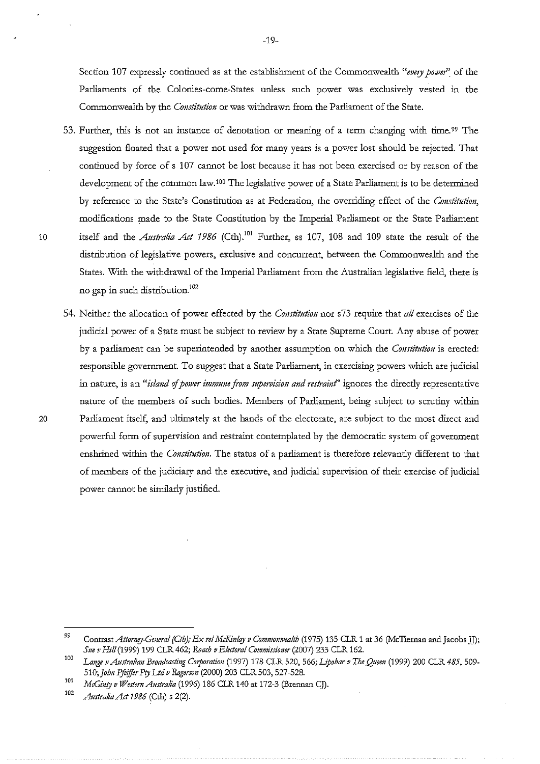Section 107 expressly continued as at the establishment of the Commonwealth *"every power"* of the Parliaments of the Colonies-come-States unless such power was exclusively vested in the Commonwealth by the *Constitution* or was withdrawn from the Parliament of the State.

53. Further, this is not an instance of denotation or meaning of a term changing with time.[99] The suggestion floated that a power not used for many years is a power lost should be rejected. That continued by force of s 107 cannot be lost because it has not been exercised or by reason of the development of the common law.[100] The legislative power of a State Parliament is to be determined by reference to the State's Constitution as at Federation, the overriding effect of the *Constitution*, modifications made to the State Constitution by the Imperial Parliament or the State Parliament itself and the *Australia Act 1986* (Cth).[101] Further, ss 107, 108 and 109 state the result of the distribution of legislative powers, exclusive and concurrent, between the Commonwealth and the States. With the withdrawal of the Imperial Parliament from the Australian legislative field, there is no gap in such distribution.[102]

54. Neither the allocation of power effected by the *Constitution* nor s73 require that *all* exercises of the judicial power of a State must be subject to review by a State Supreme Court. Any abuse of power by a parliament can be superintended by another assumption on which the *Constitution* is erected: responsible government. To suggest that a State Parliament, in exercising powers which are judicial in nature, is an *"island of power immune from supervision and restraint"* ignores the directly representative nature of the members of such bodies. Members of Parliament, being subject to scrutiny within Parliament itself, and ultimately at the hands of the electorate, are subject to the most direct and powerful form of supervision and restraint contemplated by the democratic system of government enshrined within the *Constitution*. The status of a parliament is therefore relevantly different to that of members of the judiciary and the executive, and judicial supervision of their exercise of judicial power cannot be similarly justified.

---

[99] Contrast *Attorney-General (Cth); Ex rel McKinlay v Commonwealth* (1975) 135 CLR 1 at 36 (McTiernan and Jacobs JJ); *Sue v Hill* (1999) 199 CLR 462; *Roach v Electoral Commissioner* (2007) 233 CLR 162.

[100] *Lange v Australian Broadcasting Corporation* (1997) 178 CLR 520, 566; *Lipohar v The Queen* (1999) 200 CLR 485, 509-510; *John Pfeiffer Pty Ltd v Rogerson* (2000) 203 CLR 503, 527-528.

[101] *McGinty v Western Australia* (1996) 186 CLR 140 at 172-3 (Brennan CJ).

[102] *Australia Act 1986* (Cth) s 2(2).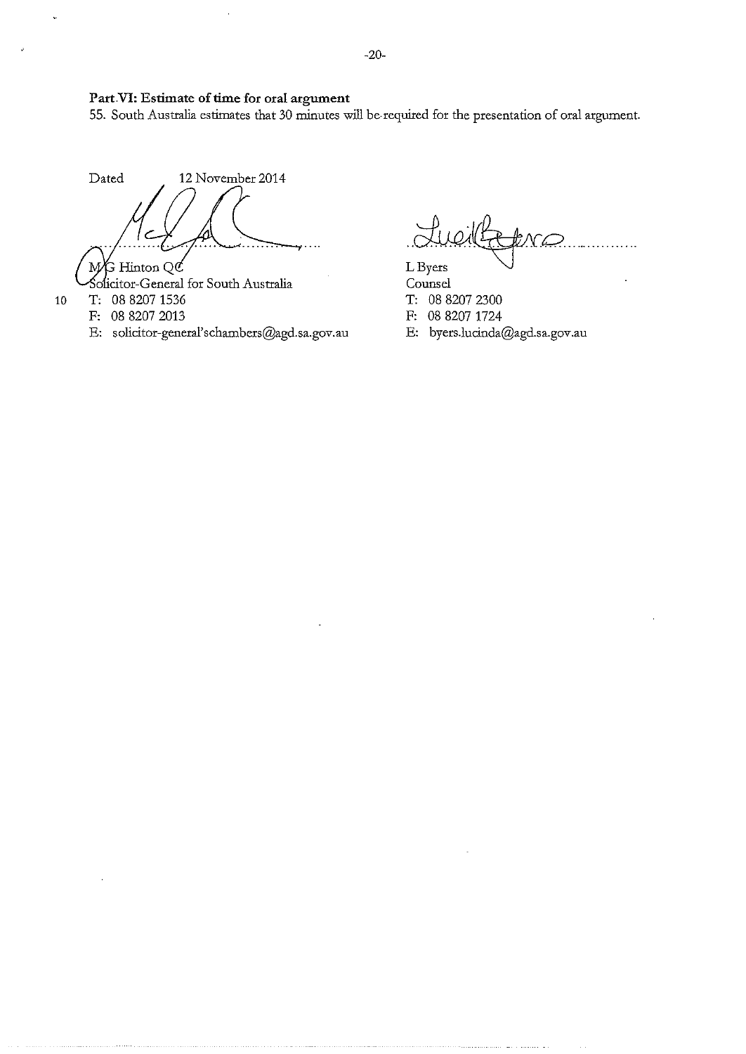**Part VI: Estimate of time for oral argument**

55. South Australia estimates that 30 minutes will be required for the presentation of oral argument.

Dated 12 November 2014

M G Hinton QC
Solicitor-General for South Australia
T: 08 8207 1536
F: 08 8207 2013
E: solicitor-general'schambers@agd.sa.gov.au

L Byers
Counsel
T: 08 8207 2300
F: 08 8207 1724
E: byers.lucinda@agd.sa.gov.au